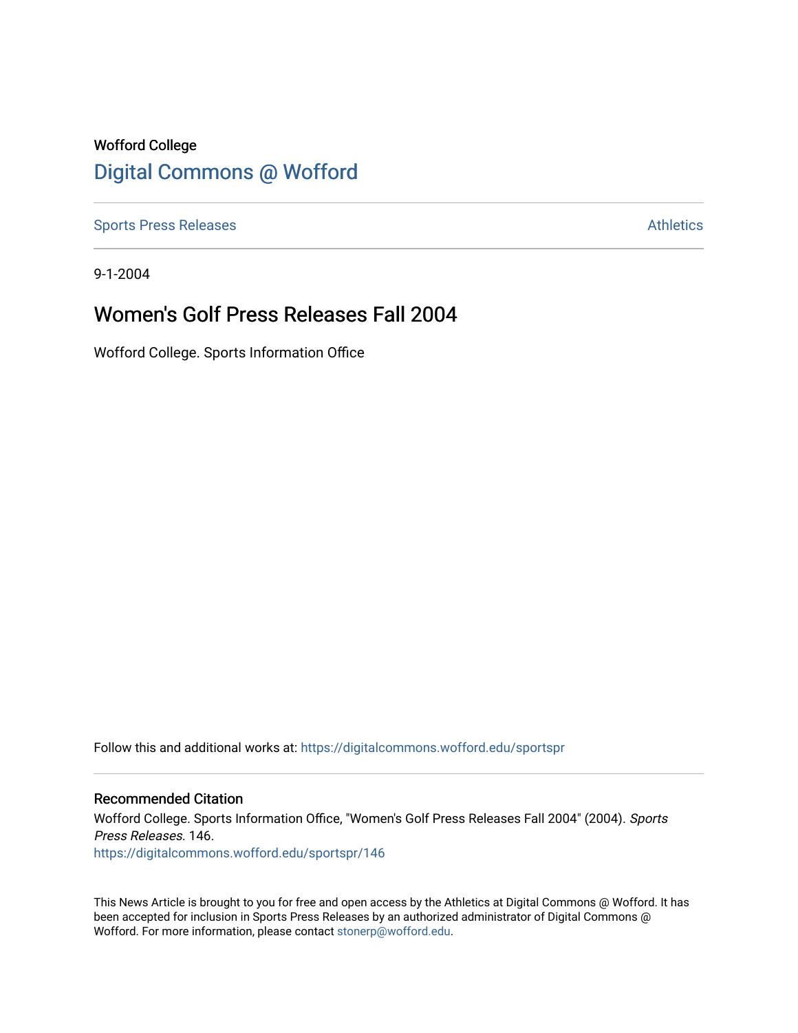Wofford College

# Digital Commons @ Wofford

Sports Press Releases | Athletics

9-1-2004

## Women's Golf Press Releases Fall 2004

Wofford College. Sports Information Office

Follow this and additional works at: https://digitalcommons.wofford.edu/sportspr

### Recommended Citation

Wofford College. Sports Information Office, "Women's Golf Press Releases Fall 2004" (2004). *Sports Press Releases*. 146.
https://digitalcommons.wofford.edu/sportspr/146

This News Article is brought to you for free and open access by the Athletics at Digital Commons @ Wofford. It has been accepted for inclusion in Sports Press Releases by an authorized administrator of Digital Commons @ Wofford. For more information, please contact stonerp@wofford.edu.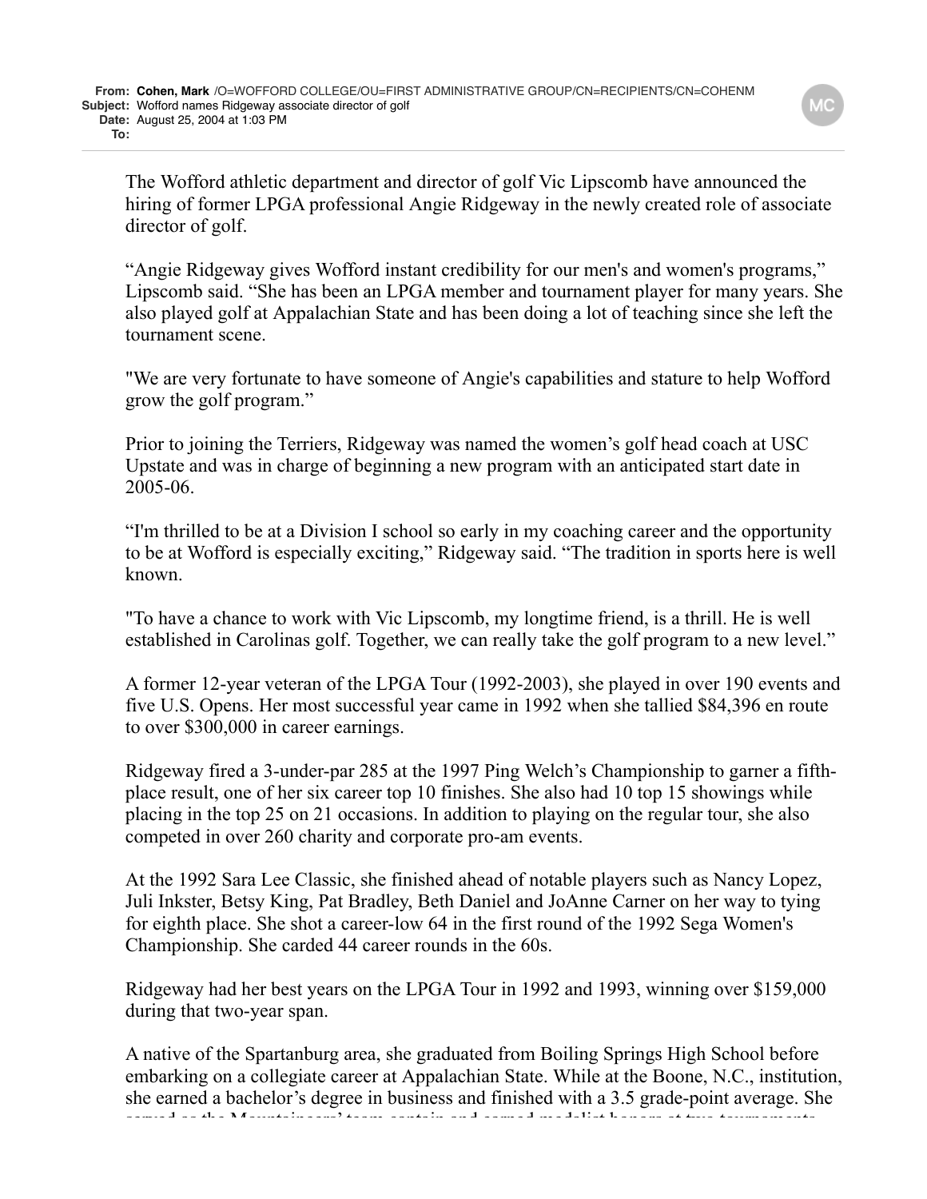**From:** **Cohen, Mark** /O=WOFFORD COLLEGE/OU=FIRST ADMINISTRATIVE GROUP/CN=RECIPIENTS/CN=COHENM
**Subject:** Wofford names Ridgeway associate director of golf
**Date:** August 25, 2004 at 1:03 PM
**To:**

The Wofford athletic department and director of golf Vic Lipscomb have announced the hiring of former LPGA professional Angie Ridgeway in the newly created role of associate director of golf.

“Angie Ridgeway gives Wofford instant credibility for our men's and women's programs,” Lipscomb said. “She has been an LPGA member and tournament player for many years. She also played golf at Appalachian State and has been doing a lot of teaching since she left the tournament scene.

"We are very fortunate to have someone of Angie's capabilities and stature to help Wofford grow the golf program.”

Prior to joining the Terriers, Ridgeway was named the women’s golf head coach at USC Upstate and was in charge of beginning a new program with an anticipated start date in 2005-06.

“I'm thrilled to be at a Division I school so early in my coaching career and the opportunity to be at Wofford is especially exciting,” Ridgeway said. “The tradition in sports here is well known.

"To have a chance to work with Vic Lipscomb, my longtime friend, is a thrill. He is well established in Carolinas golf. Together, we can really take the golf program to a new level.”

A former 12-year veteran of the LPGA Tour (1992-2003), she played in over 190 events and five U.S. Opens. Her most successful year came in 1992 when she tallied $84,396 en route to over $300,000 in career earnings.

Ridgeway fired a 3-under-par 285 at the 1997 Ping Welch’s Championship to garner a fifth-place result, one of her six career top 10 finishes. She also had 10 top 15 showings while placing in the top 25 on 21 occasions. In addition to playing on the regular tour, she also competed in over 260 charity and corporate pro-am events.

At the 1992 Sara Lee Classic, she finished ahead of notable players such as Nancy Lopez, Juli Inkster, Betsy King, Pat Bradley, Beth Daniel and JoAnne Carner on her way to tying for eighth place. She shot a career-low 64 in the first round of the 1992 Sega Women's Championship. She carded 44 career rounds in the 60s.

Ridgeway had her best years on the LPGA Tour in 1992 and 1993, winning over $159,000 during that two-year span.

A native of the Spartanburg area, she graduated from Boiling Springs High School before embarking on a collegiate career at Appalachian State. While at the Boone, N.C., institution, she earned a bachelor’s degree in business and finished with a 3.5 grade-point average. She served as the Mountaineers' team captain and earned medalist honors at two tournaments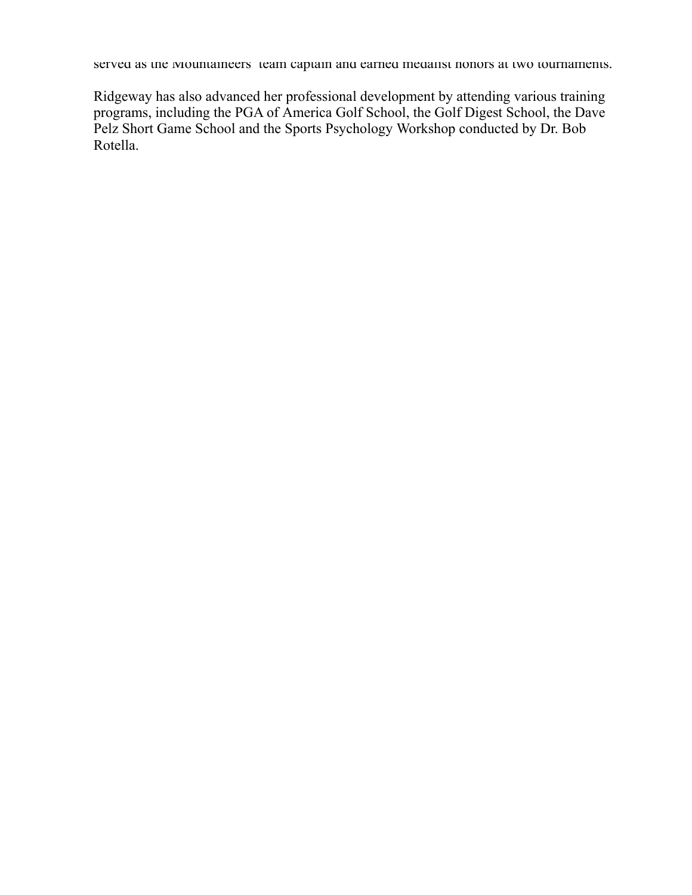served as the Mountaineers' team captain and earned medalist honors at two tournaments.

Ridgeway has also advanced her professional development by attending various training programs, including the PGA of America Golf School, the Golf Digest School, the Dave Pelz Short Game School and the Sports Psychology Workshop conducted by Dr. Bob Rotella.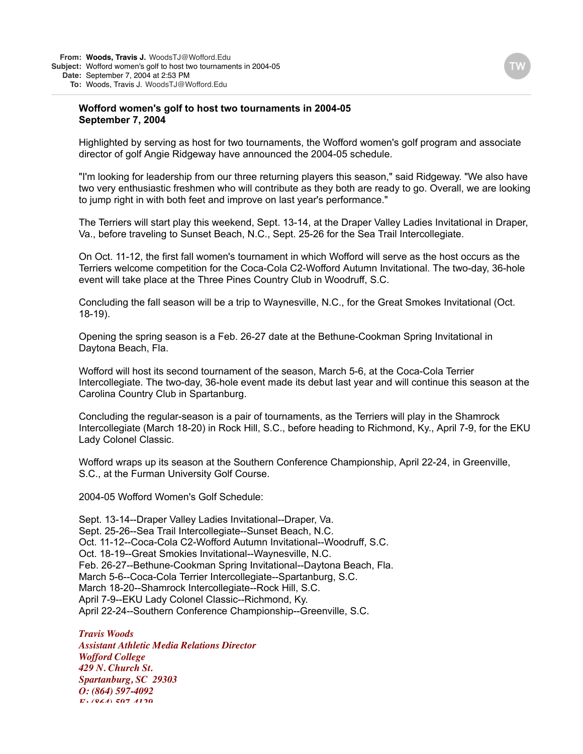**From:** **Woods, Travis J.** WoodsTJ@Wofford.Edu
**Subject:** Wofford women's golf to host two tournaments in 2004-05
**Date:** September 7, 2004 at 2:53 PM
**To:** Woods, Travis J. WoodsTJ@Wofford.Edu

**Wofford women's golf to host two tournaments in 2004-05**
**September 7, 2004**

Highlighted by serving as host for two tournaments, the Wofford women's golf program and associate director of golf Angie Ridgeway have announced the 2004-05 schedule.

"I'm looking for leadership from our three returning players this season," said Ridgeway. "We also have two very enthusiastic freshmen who will contribute as they both are ready to go. Overall, we are looking to jump right in with both feet and improve on last year's performance."

The Terriers will start play this weekend, Sept. 13-14, at the Draper Valley Ladies Invitational in Draper, Va., before traveling to Sunset Beach, N.C., Sept. 25-26 for the Sea Trail Intercollegiate.

On Oct. 11-12, the first fall women's tournament in which Wofford will serve as the host occurs as the Terriers welcome competition for the Coca-Cola C2-Wofford Autumn Invitational. The two-day, 36-hole event will take place at the Three Pines Country Club in Woodruff, S.C.

Concluding the fall season will be a trip to Waynesville, N.C., for the Great Smokes Invitational (Oct. 18-19).

Opening the spring season is a Feb. 26-27 date at the Bethune-Cookman Spring Invitational in Daytona Beach, Fla.

Wofford will host its second tournament of the season, March 5-6, at the Coca-Cola Terrier Intercollegiate. The two-day, 36-hole event made its debut last year and will continue this season at the Carolina Country Club in Spartanburg.

Concluding the regular-season is a pair of tournaments, as the Terriers will play in the Shamrock Intercollegiate (March 18-20) in Rock Hill, S.C., before heading to Richmond, Ky., April 7-9, for the EKU Lady Colonel Classic.

Wofford wraps up its season at the Southern Conference Championship, April 22-24, in Greenville, S.C., at the Furman University Golf Course.

2004-05 Wofford Women's Golf Schedule:

Sept. 13-14--Draper Valley Ladies Invitational--Draper, Va.
Sept. 25-26--Sea Trail Intercollegiate--Sunset Beach, N.C.
Oct. 11-12--Coca-Cola C2-Wofford Autumn Invitational--Woodruff, S.C.
Oct. 18-19--Great Smokies Invitational--Waynesville, N.C.
Feb. 26-27--Bethune-Cookman Spring Invitational--Daytona Beach, Fla.
March 5-6--Coca-Cola Terrier Intercollegiate--Spartanburg, S.C.
March 18-20--Shamrock Intercollegiate--Rock Hill, S.C.
April 7-9--EKU Lady Colonel Classic--Richmond, Ky.
April 22-24--Southern Conference Championship--Greenville, S.C.

*Travis Woods*
*Assistant Athletic Media Relations Director*
*Wofford College*
*429 N. Church St.*
*Spartanburg, SC 29303*
*O: (864) 597-4092*
*F: (864) 597-4129*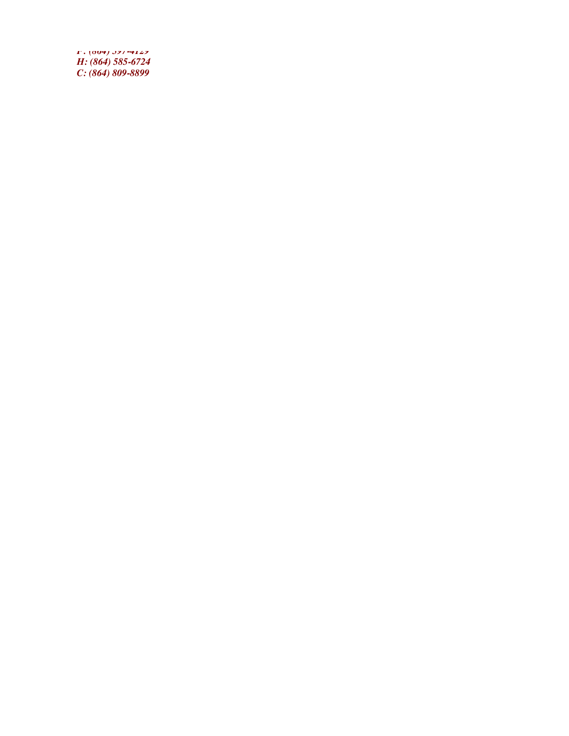*F: (864) 597-4129*
*H: (864) 585-6724*
*C: (864) 809-8899*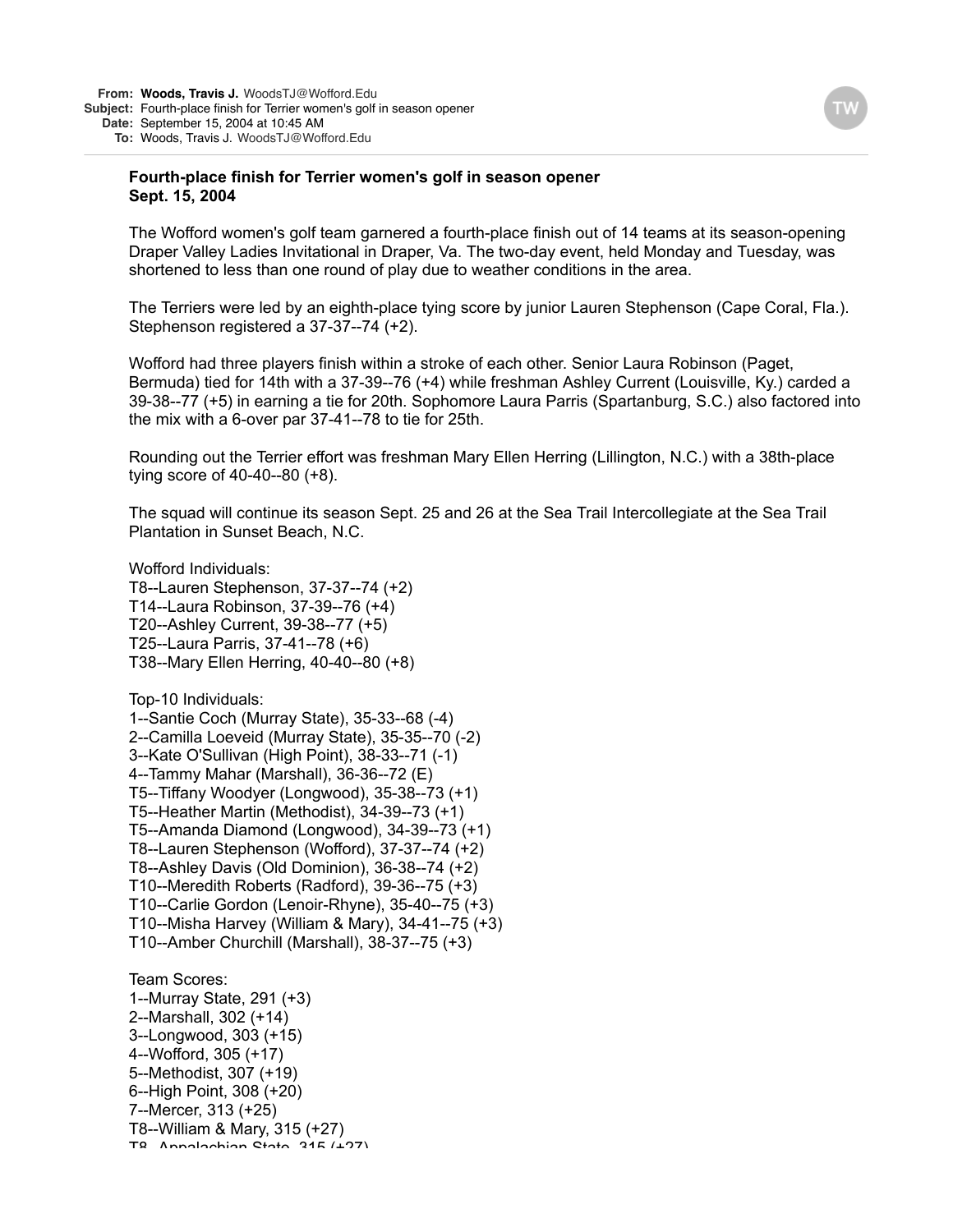**From:** **Woods, Travis J.** WoodsTJ@Wofford.Edu
**Subject:** Fourth-place finish for Terrier women's golf in season opener
**Date:** September 15, 2004 at 10:45 AM
**To:** Woods, Travis J. WoodsTJ@Wofford.Edu

TW

**Fourth-place finish for Terrier women's golf in season opener**
**Sept. 15, 2004**

The Wofford women's golf team garnered a fourth-place finish out of 14 teams at its season-opening Draper Valley Ladies Invitational in Draper, Va. The two-day event, held Monday and Tuesday, was shortened to less than one round of play due to weather conditions in the area.

The Terriers were led by an eighth-place tying score by junior Lauren Stephenson (Cape Coral, Fla.). Stephenson registered a 37-37--74 (+2).

Wofford had three players finish within a stroke of each other. Senior Laura Robinson (Paget, Bermuda) tied for 14th with a 37-39--76 (+4) while freshman Ashley Current (Louisville, Ky.) carded a 39-38--77 (+5) in earning a tie for 20th. Sophomore Laura Parris (Spartanburg, S.C.) also factored into the mix with a 6-over par 37-41--78 to tie for 25th.

Rounding out the Terrier effort was freshman Mary Ellen Herring (Lillington, N.C.) with a 38th-place tying score of 40-40--80 (+8).

The squad will continue its season Sept. 25 and 26 at the Sea Trail Intercollegiate at the Sea Trail Plantation in Sunset Beach, N.C.

Wofford Individuals:
T8--Lauren Stephenson, 37-37--74 (+2)
T14--Laura Robinson, 37-39--76 (+4)
T20--Ashley Current, 39-38--77 (+5)
T25--Laura Parris, 37-41--78 (+6)
T38--Mary Ellen Herring, 40-40--80 (+8)

Top-10 Individuals:
1--Santie Coch (Murray State), 35-33--68 (-4)
2--Camilla Loeveid (Murray State), 35-35--70 (-2)
3--Kate O'Sullivan (High Point), 38-33--71 (-1)
4--Tammy Mahar (Marshall), 36-36--72 (E)
T5--Tiffany Woodyer (Longwood), 35-38--73 (+1)
T5--Heather Martin (Methodist), 34-39--73 (+1)
T5--Amanda Diamond (Longwood), 34-39--73 (+1)
T8--Lauren Stephenson (Wofford), 37-37--74 (+2)
T8--Ashley Davis (Old Dominion), 36-38--74 (+2)
T10--Meredith Roberts (Radford), 39-36--75 (+3)
T10--Carlie Gordon (Lenoir-Rhyne), 35-40--75 (+3)
T10--Misha Harvey (William & Mary), 34-41--75 (+3)
T10--Amber Churchill (Marshall), 38-37--75 (+3)

Team Scores:
1--Murray State, 291 (+3)
2--Marshall, 302 (+14)
3--Longwood, 303 (+15)
4--Wofford, 305 (+17)
5--Methodist, 307 (+19)
6--High Point, 308 (+20)
7--Mercer, 313 (+25)
T8--William & Mary, 315 (+27)
T8--Appalachian State, 315 (+27)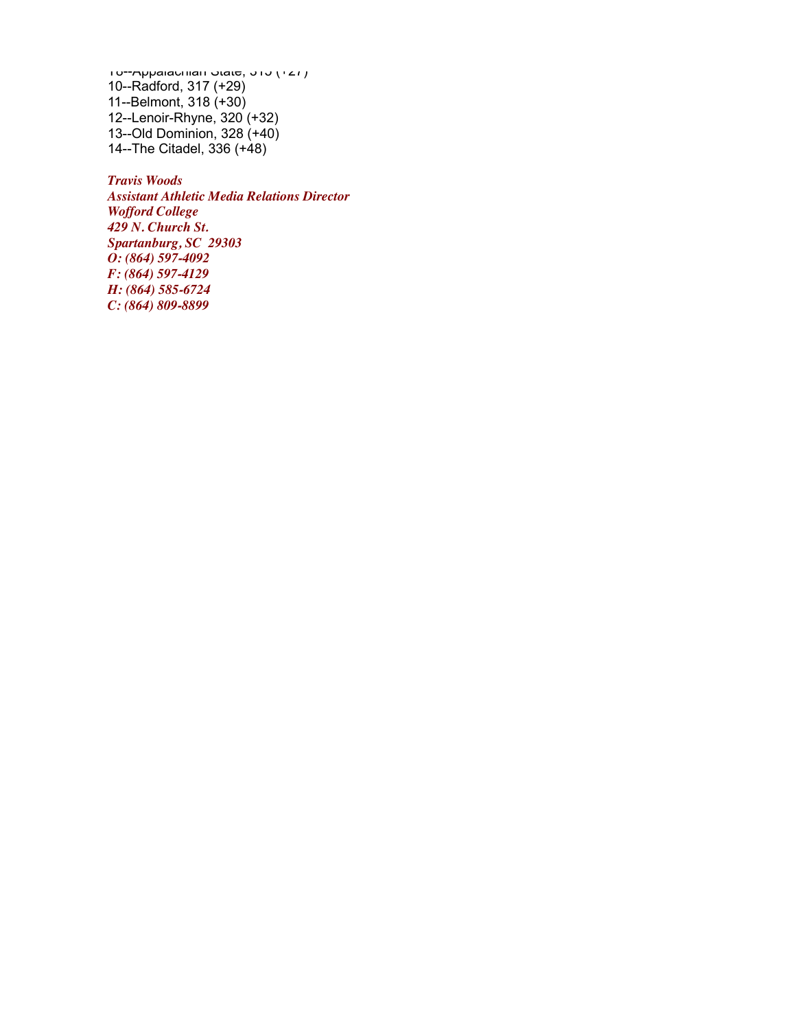T8--Appalachian State, 315 (+27)
10--Radford, 317 (+29)
11--Belmont, 318 (+30)
12--Lenoir-Rhyne, 320 (+32)
13--Old Dominion, 328 (+40)
14--The Citadel, 336 (+48)

***Travis Woods***
***Assistant Athletic Media Relations Director***
***Wofford College***
***429 N. Church St.***
***Spartanburg, SC 29303***
***O: (864) 597-4092***
***F: (864) 597-4129***
***H: (864) 585-6724***
***C: (864) 809-8899***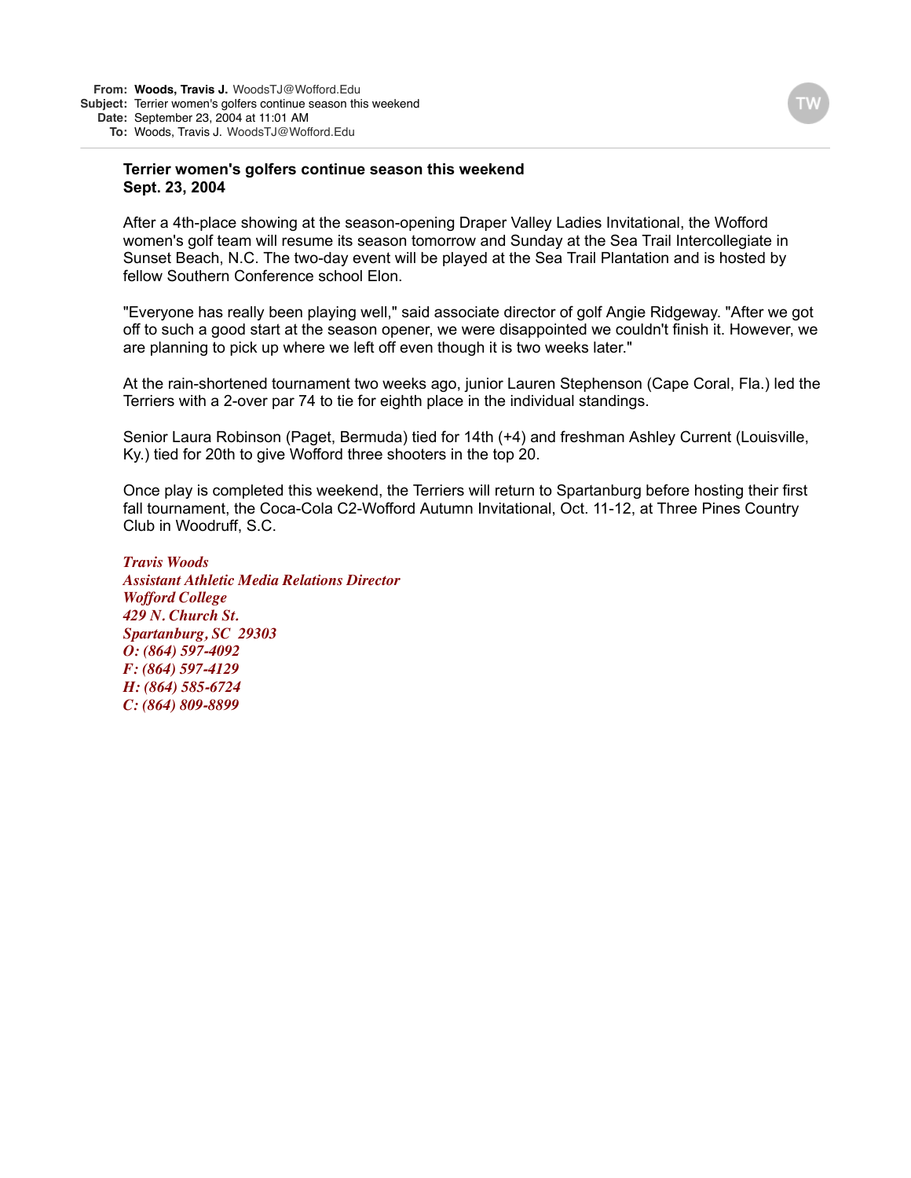**From:** **Woods, Travis J.** WoodsTJ@Wofford.Edu
**Subject:** Terrier women's golfers continue season this weekend
**Date:** September 23, 2004 at 11:01 AM
**To:** Woods, Travis J. WoodsTJ@Wofford.Edu

**Terrier women's golfers continue season this weekend**
**Sept. 23, 2004**

After a 4th-place showing at the season-opening Draper Valley Ladies Invitational, the Wofford women's golf team will resume its season tomorrow and Sunday at the Sea Trail Intercollegiate in Sunset Beach, N.C. The two-day event will be played at the Sea Trail Plantation and is hosted by fellow Southern Conference school Elon.

"Everyone has really been playing well," said associate director of golf Angie Ridgeway. "After we got off to such a good start at the season opener, we were disappointed we couldn't finish it. However, we are planning to pick up where we left off even though it is two weeks later."

At the rain-shortened tournament two weeks ago, junior Lauren Stephenson (Cape Coral, Fla.) led the Terriers with a 2-over par 74 to tie for eighth place in the individual standings.

Senior Laura Robinson (Paget, Bermuda) tied for 14th (+4) and freshman Ashley Current (Louisville, Ky.) tied for 20th to give Wofford three shooters in the top 20.

Once play is completed this weekend, the Terriers will return to Spartanburg before hosting their first fall tournament, the Coca-Cola C2-Wofford Autumn Invitational, Oct. 11-12, at Three Pines Country Club in Woodruff, S.C.

***Travis Woods***
***Assistant Athletic Media Relations Director***
***Wofford College***
***429 N. Church St.***
***Spartanburg, SC 29303***
***O: (864) 597-4092***
***F: (864) 597-4129***
***H: (864) 585-6724***
***C: (864) 809-8899***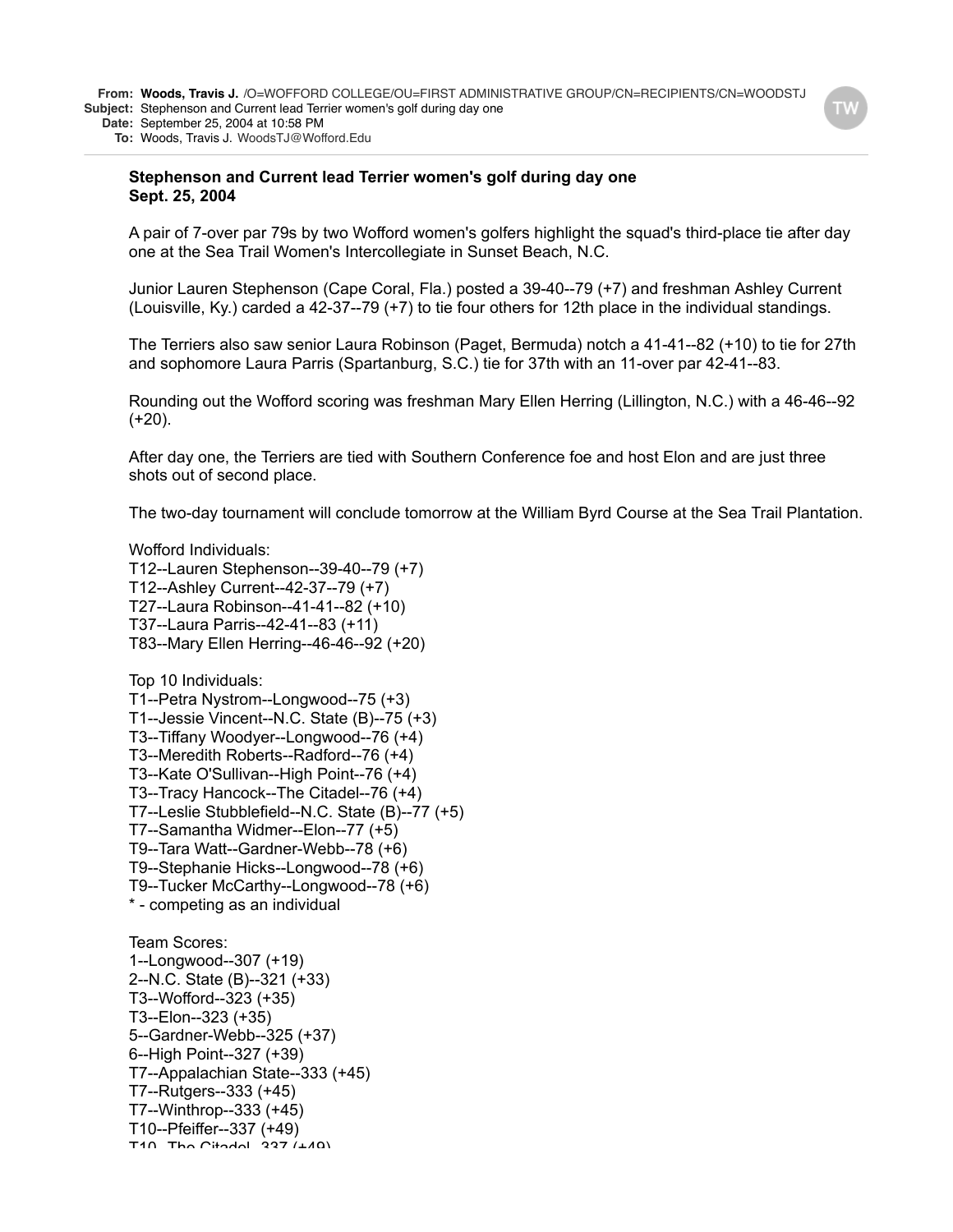**From:** **Woods, Travis J.** /O=WOFFORD COLLEGE/OU=FIRST ADMINISTRATIVE GROUP/CN=RECIPIENTS/CN=WOODSTJ
**Subject:** Stephenson and Current lead Terrier women's golf during day one
**Date:** September 25, 2004 at 10:58 PM
**To:** Woods, Travis J. WoodsTJ@Wofford.Edu

**Stephenson and Current lead Terrier women's golf during day one**
**Sept. 25, 2004**

A pair of 7-over par 79s by two Wofford women's golfers highlight the squad's third-place tie after day one at the Sea Trail Women's Intercollegiate in Sunset Beach, N.C.

Junior Lauren Stephenson (Cape Coral, Fla.) posted a 39-40--79 (+7) and freshman Ashley Current (Louisville, Ky.) carded a 42-37--79 (+7) to tie four others for 12th place in the individual standings.

The Terriers also saw senior Laura Robinson (Paget, Bermuda) notch a 41-41--82 (+10) to tie for 27th and sophomore Laura Parris (Spartanburg, S.C.) tie for 37th with an 11-over par 42-41--83.

Rounding out the Wofford scoring was freshman Mary Ellen Herring (Lillington, N.C.) with a 46-46--92 (+20).

After day one, the Terriers are tied with Southern Conference foe and host Elon and are just three shots out of second place.

The two-day tournament will conclude tomorrow at the William Byrd Course at the Sea Trail Plantation.

Wofford Individuals:
T12--Lauren Stephenson--39-40--79 (+7)
T12--Ashley Current--42-37--79 (+7)
T27--Laura Robinson--41-41--82 (+10)
T37--Laura Parris--42-41--83 (+11)
T83--Mary Ellen Herring--46-46--92 (+20)

Top 10 Individuals:
T1--Petra Nystrom--Longwood--75 (+3)
T1--Jessie Vincent--N.C. State (B)--75 (+3)
T3--Tiffany Woodyer--Longwood--76 (+4)
T3--Meredith Roberts--Radford--76 (+4)
T3--Kate O'Sullivan--High Point--76 (+4)
T3--Tracy Hancock--The Citadel--76 (+4)
T7--Leslie Stubblefield--N.C. State (B)--77 (+5)
T7--Samantha Widmer--Elon--77 (+5)
T9--Tara Watt--Gardner-Webb--78 (+6)
T9--Stephanie Hicks--Longwood--78 (+6)
T9--Tucker McCarthy--Longwood--78 (+6)
* - competing as an individual

Team Scores:
1--Longwood--307 (+19)
2--N.C. State (B)--321 (+33)
T3--Wofford--323 (+35)
T3--Elon--323 (+35)
5--Gardner-Webb--325 (+37)
6--High Point--327 (+39)
T7--Appalachian State--333 (+45)
T7--Rutgers--333 (+45)
T7--Winthrop--333 (+45)
T10--Pfeiffer--337 (+49)
T10--The Citadel--337 (+49)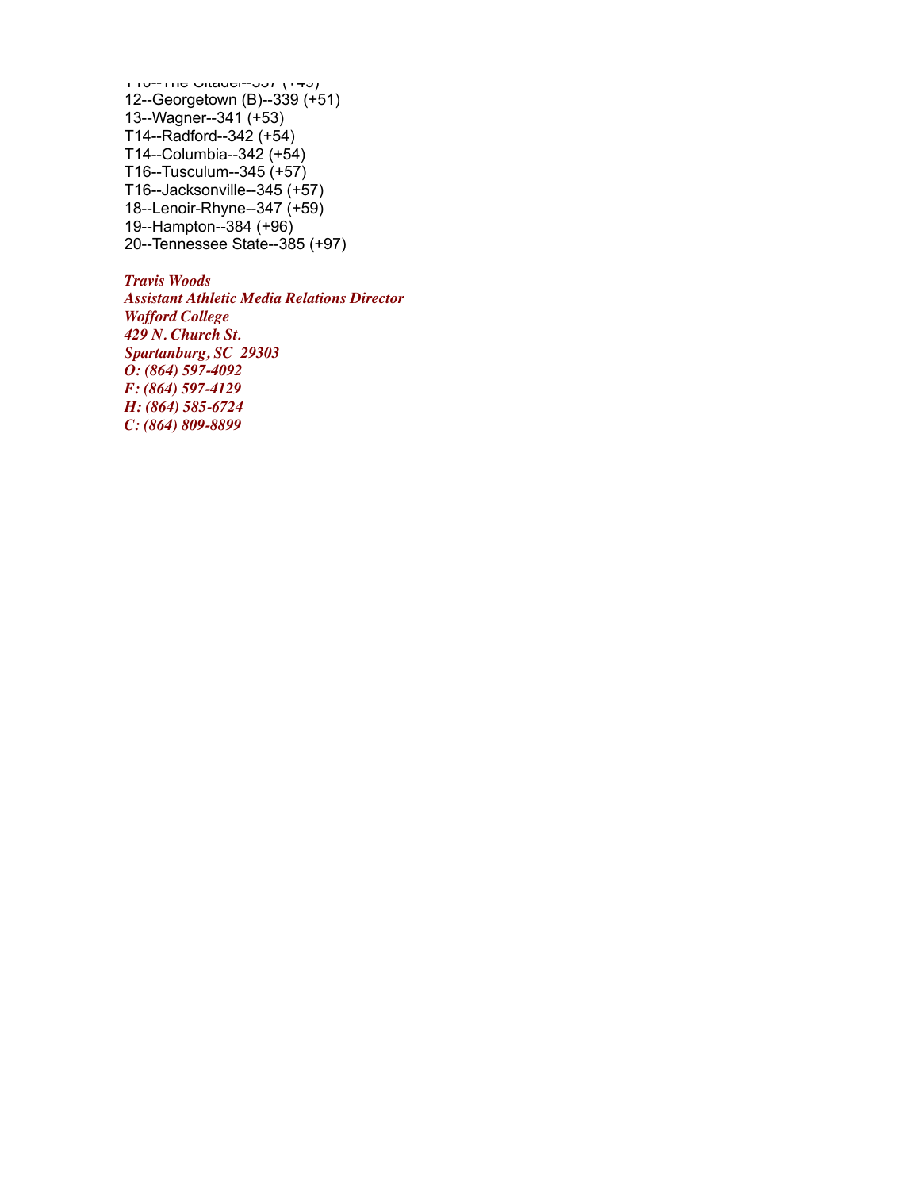T10--The Citadel--337 (+49)
12--Georgetown (B)--339 (+51)
13--Wagner--341 (+53)
T14--Radford--342 (+54)
T14--Columbia--342 (+54)
T16--Tusculum--345 (+57)
T16--Jacksonville--345 (+57)
18--Lenoir-Rhyne--347 (+59)
19--Hampton--384 (+96)
20--Tennessee State--385 (+97)

***Travis Woods***
***Assistant Athletic Media Relations Director***
***Wofford College***
***429 N. Church St.***
***Spartanburg, SC 29303***
***O: (864) 597-4092***
***F: (864) 597-4129***
***H: (864) 585-6724***
***C: (864) 809-8899***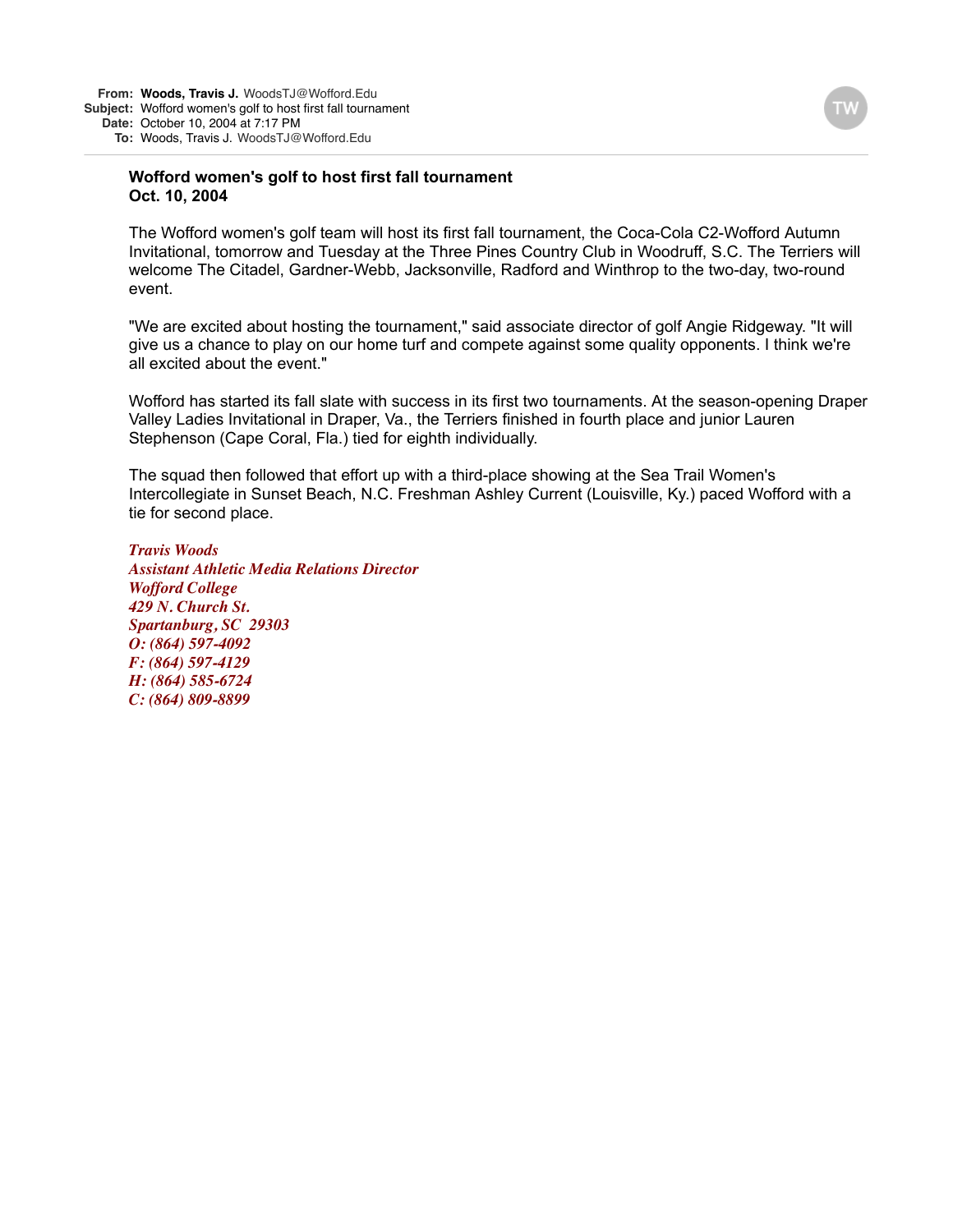**From:** **Woods, Travis J.** WoodsTJ@Wofford.Edu
**Subject:** Wofford women's golf to host first fall tournament
**Date:** October 10, 2004 at 7:17 PM
**To:** Woods, Travis J. WoodsTJ@Wofford.Edu

**Wofford women's golf to host first fall tournament**
**Oct. 10, 2004**

The Wofford women's golf team will host its first fall tournament, the Coca-Cola C2-Wofford Autumn Invitational, tomorrow and Tuesday at the Three Pines Country Club in Woodruff, S.C. The Terriers will welcome The Citadel, Gardner-Webb, Jacksonville, Radford and Winthrop to the two-day, two-round event.

"We are excited about hosting the tournament," said associate director of golf Angie Ridgeway. "It will give us a chance to play on our home turf and compete against some quality opponents. I think we're all excited about the event."

Wofford has started its fall slate with success in its first two tournaments. At the season-opening Draper Valley Ladies Invitational in Draper, Va., the Terriers finished in fourth place and junior Lauren Stephenson (Cape Coral, Fla.) tied for eighth individually.

The squad then followed that effort up with a third-place showing at the Sea Trail Women's Intercollegiate in Sunset Beach, N.C. Freshman Ashley Current (Louisville, Ky.) paced Wofford with a tie for second place.

*Travis Woods*
*Assistant Athletic Media Relations Director*
*Wofford College*
*429 N. Church St.*
*Spartanburg, SC 29303*
*O: (864) 597-4092*
*F: (864) 597-4129*
*H: (864) 585-6724*
*C: (864) 809-8899*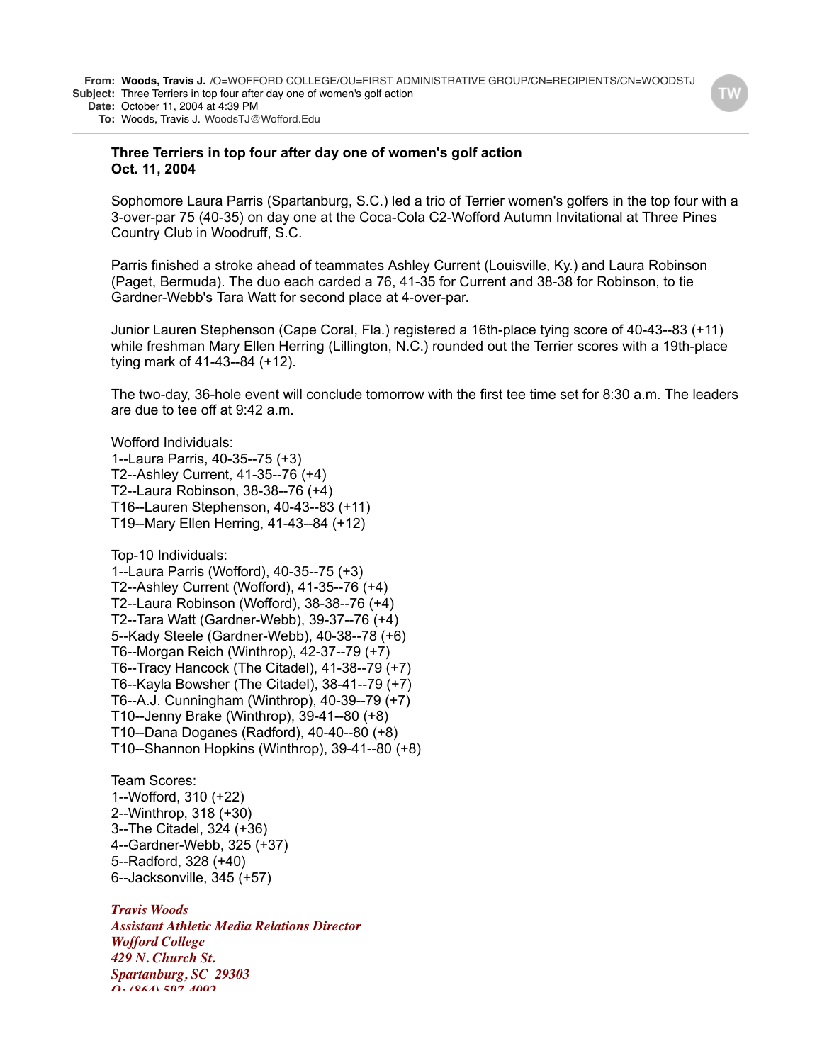**From:** **Woods, Travis J.** /O=WOFFORD COLLEGE/OU=FIRST ADMINISTRATIVE GROUP/CN=RECIPIENTS/CN=WOODSTJ
**Subject:** Three Terriers in top four after day one of women's golf action
**Date:** October 11, 2004 at 4:39 PM
**To:** Woods, Travis J. WoodsTJ@Wofford.Edu

**Three Terriers in top four after day one of women's golf action**
**Oct. 11, 2004**

Sophomore Laura Parris (Spartanburg, S.C.) led a trio of Terrier women's golfers in the top four with a 3-over-par 75 (40-35) on day one at the Coca-Cola C2-Wofford Autumn Invitational at Three Pines Country Club in Woodruff, S.C.

Parris finished a stroke ahead of teammates Ashley Current (Louisville, Ky.) and Laura Robinson (Paget, Bermuda). The duo each carded a 76, 41-35 for Current and 38-38 for Robinson, to tie Gardner-Webb's Tara Watt for second place at 4-over-par.

Junior Lauren Stephenson (Cape Coral, Fla.) registered a 16th-place tying score of 40-43--83 (+11) while freshman Mary Ellen Herring (Lillington, N.C.) rounded out the Terrier scores with a 19th-place tying mark of 41-43--84 (+12).

The two-day, 36-hole event will conclude tomorrow with the first tee time set for 8:30 a.m. The leaders are due to tee off at 9:42 a.m.

Wofford Individuals:
1--Laura Parris, 40-35--75 (+3)
T2--Ashley Current, 41-35--76 (+4)
T2--Laura Robinson, 38-38--76 (+4)
T16--Lauren Stephenson, 40-43--83 (+11)
T19--Mary Ellen Herring, 41-43--84 (+12)

Top-10 Individuals:
1--Laura Parris (Wofford), 40-35--75 (+3)
T2--Ashley Current (Wofford), 41-35--76 (+4)
T2--Laura Robinson (Wofford), 38-38--76 (+4)
T2--Tara Watt (Gardner-Webb), 39-37--76 (+4)
5--Kady Steele (Gardner-Webb), 40-38--78 (+6)
T6--Morgan Reich (Winthrop), 42-37--79 (+7)
T6--Tracy Hancock (The Citadel), 41-38--79 (+7)
T6--Kayla Bowsher (The Citadel), 38-41--79 (+7)
T6--A.J. Cunningham (Winthrop), 40-39--79 (+7)
T10--Jenny Brake (Winthrop), 39-41--80 (+8)
T10--Dana Doganes (Radford), 40-40--80 (+8)
T10--Shannon Hopkins (Winthrop), 39-41--80 (+8)

Team Scores:
1--Wofford, 310 (+22)
2--Winthrop, 318 (+30)
3--The Citadel, 324 (+36)
4--Gardner-Webb, 325 (+37)
5--Radford, 328 (+40)
6--Jacksonville, 345 (+57)

*Travis Woods*
*Assistant Athletic Media Relations Director*
*Wofford College*
*429 N. Church St.*
*Spartanburg, SC 29303*
*O: (864) 597-4092*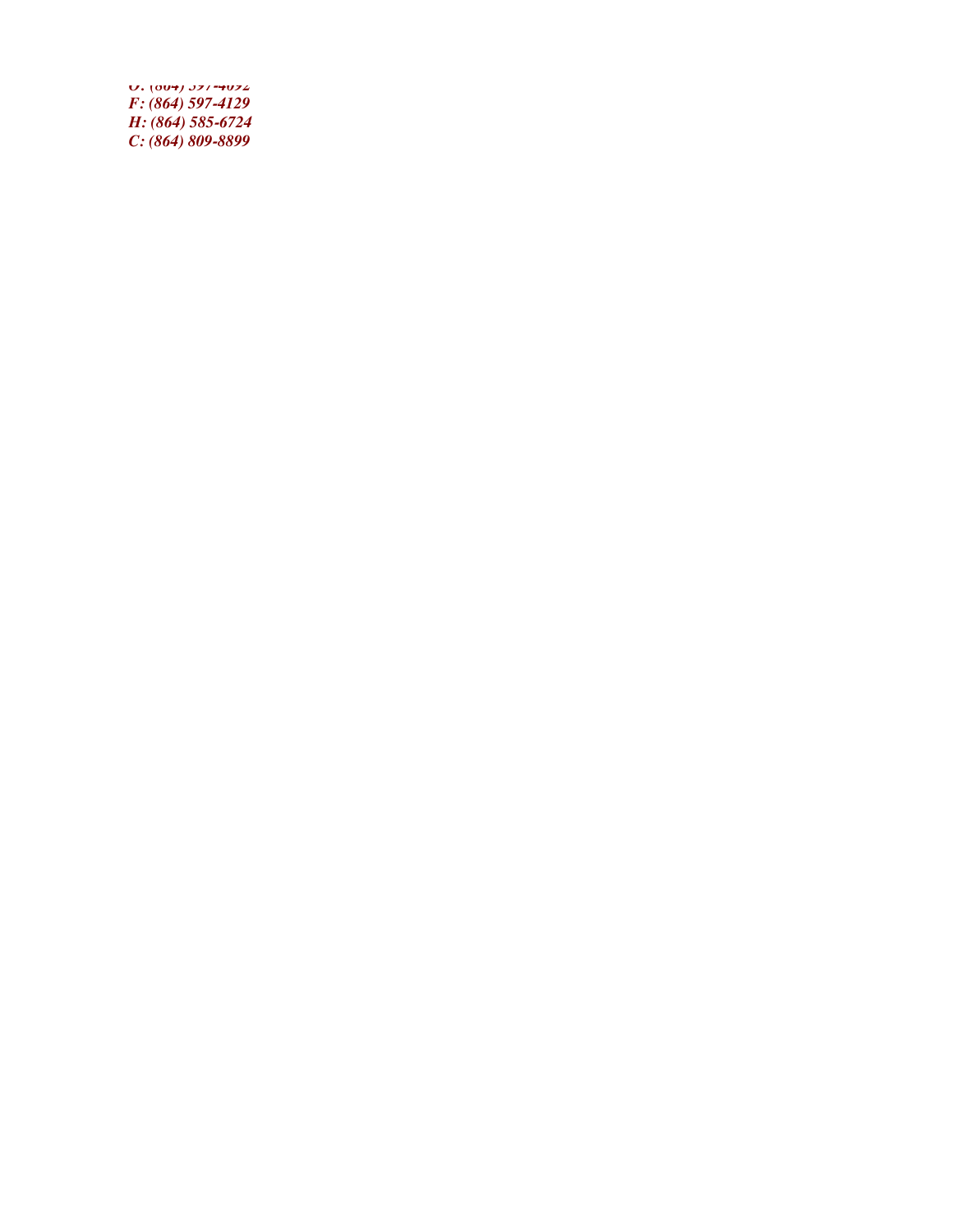*O: (864) 597-4092*
*F: (864) 597-4129*
*H: (864) 585-6724*
*C: (864) 809-8899*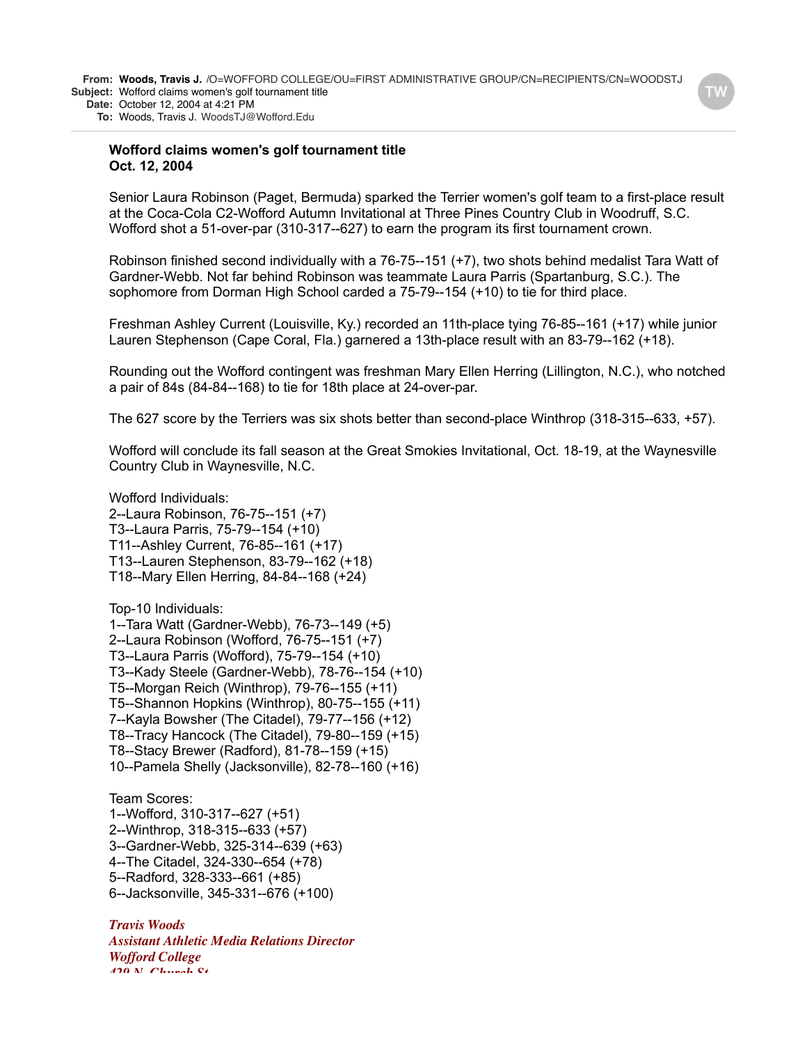**From:** **Woods, Travis J.** /O=WOFFORD COLLEGE/OU=FIRST ADMINISTRATIVE GROUP/CN=RECIPIENTS/CN=WOODSTJ
**Subject:** Wofford claims women's golf tournament title
**Date:** October 12, 2004 at 4:21 PM
**To:** Woods, Travis J. WoodsTJ@Wofford.Edu

**Wofford claims women's golf tournament title**
**Oct. 12, 2004**

Senior Laura Robinson (Paget, Bermuda) sparked the Terrier women's golf team to a first-place result at the Coca-Cola C2-Wofford Autumn Invitational at Three Pines Country Club in Woodruff, S.C. Wofford shot a 51-over-par (310-317--627) to earn the program its first tournament crown.

Robinson finished second individually with a 76-75--151 (+7), two shots behind medalist Tara Watt of Gardner-Webb. Not far behind Robinson was teammate Laura Parris (Spartanburg, S.C.). The sophomore from Dorman High School carded a 75-79--154 (+10) to tie for third place.

Freshman Ashley Current (Louisville, Ky.) recorded an 11th-place tying 76-85--161 (+17) while junior Lauren Stephenson (Cape Coral, Fla.) garnered a 13th-place result with an 83-79--162 (+18).

Rounding out the Wofford contingent was freshman Mary Ellen Herring (Lillington, N.C.), who notched a pair of 84s (84-84--168) to tie for 18th place at 24-over-par.

The 627 score by the Terriers was six shots better than second-place Winthrop (318-315--633, +57).

Wofford will conclude its fall season at the Great Smokies Invitational, Oct. 18-19, at the Waynesville Country Club in Waynesville, N.C.

Wofford Individuals:
2--Laura Robinson, 76-75--151 (+7)
T3--Laura Parris, 75-79--154 (+10)
T11--Ashley Current, 76-85--161 (+17)
T13--Lauren Stephenson, 83-79--162 (+18)
T18--Mary Ellen Herring, 84-84--168 (+24)

Top-10 Individuals:
1--Tara Watt (Gardner-Webb), 76-73--149 (+5)
2--Laura Robinson (Wofford, 76-75--151 (+7)
T3--Laura Parris (Wofford), 75-79--154 (+10)
T3--Kady Steele (Gardner-Webb), 78-76--154 (+10)
T5--Morgan Reich (Winthrop), 79-76--155 (+11)
T5--Shannon Hopkins (Winthrop), 80-75--155 (+11)
7--Kayla Bowsher (The Citadel), 79-77--156 (+12)
T8--Tracy Hancock (The Citadel), 79-80--159 (+15)
T8--Stacy Brewer (Radford), 81-78--159 (+15)
10--Pamela Shelly (Jacksonville), 82-78--160 (+16)

Team Scores:
1--Wofford, 310-317--627 (+51)
2--Winthrop, 318-315--633 (+57)
3--Gardner-Webb, 325-314--639 (+63)
4--The Citadel, 324-330--654 (+78)
5--Radford, 328-333--661 (+85)
6--Jacksonville, 345-331--676 (+100)

*Travis Woods*
*Assistant Athletic Media Relations Director*
*Wofford College*
*429 N. Church St*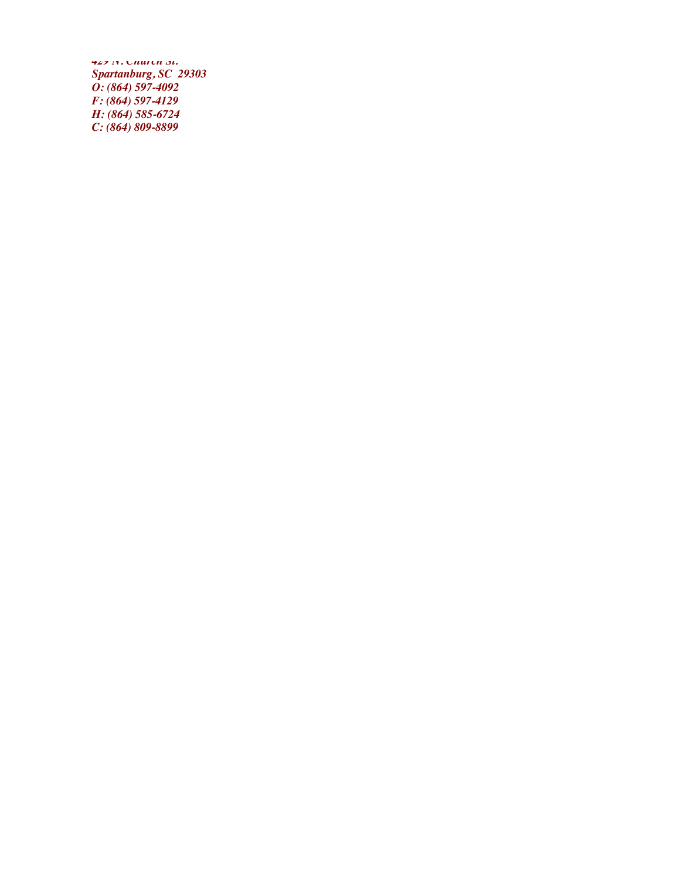*429 N. Church St.*
*Spartanburg, SC  29303*
*O: (864) 597-4092*
*F: (864) 597-4129*
*H: (864) 585-6724*
*C: (864) 809-8899*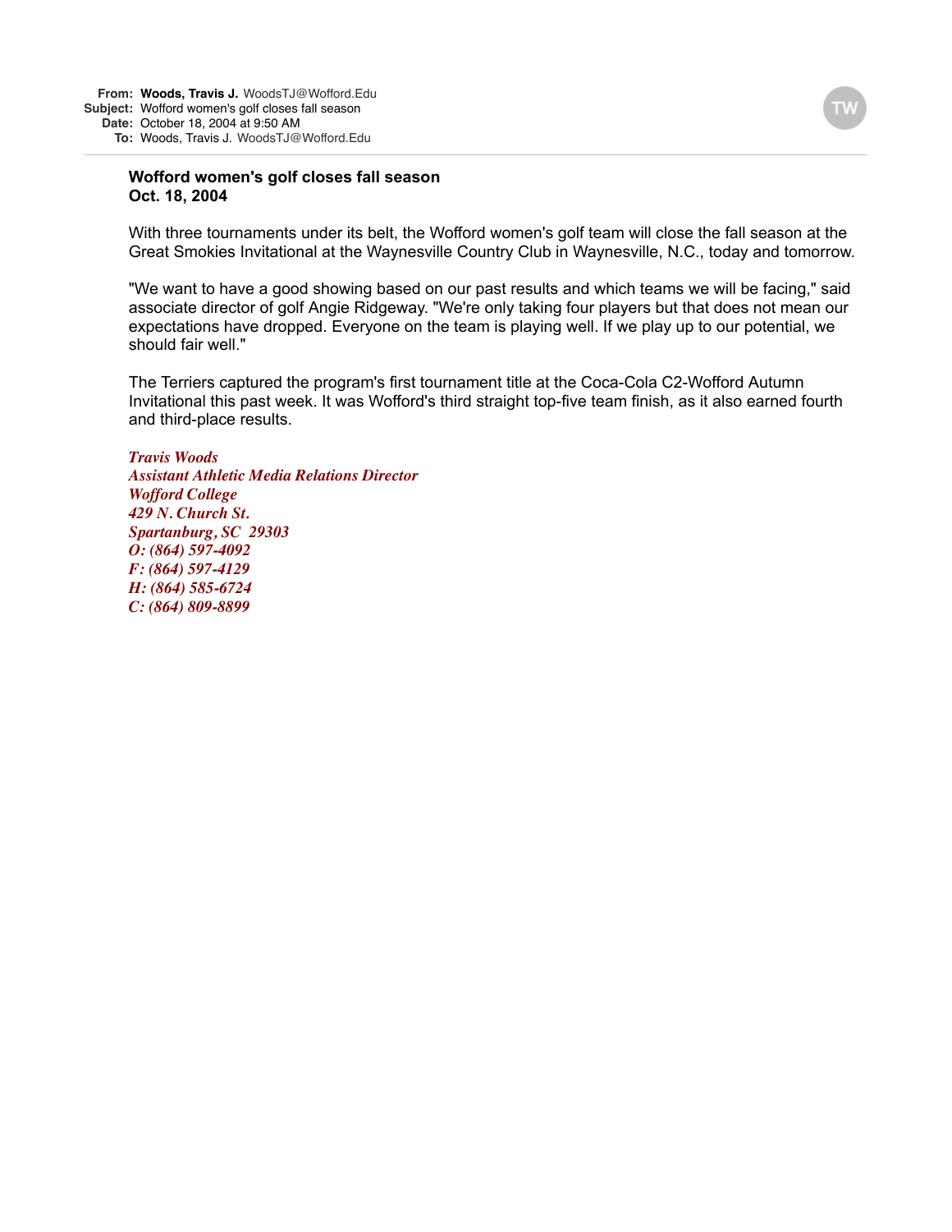**From:** **Woods, Travis J.** WoodsTJ@Wofford.Edu
**Subject:** Wofford women's golf closes fall season
**Date:** October 18, 2004 at 9:50 AM
**To:** Woods, Travis J. WoodsTJ@Wofford.Edu

**Wofford women's golf closes fall season**
**Oct. 18, 2004**

With three tournaments under its belt, the Wofford women's golf team will close the fall season at the Great Smokies Invitational at the Waynesville Country Club in Waynesville, N.C., today and tomorrow.

"We want to have a good showing based on our past results and which teams we will be facing," said associate director of golf Angie Ridgeway. "We're only taking four players but that does not mean our expectations have dropped. Everyone on the team is playing well. If we play up to our potential, we should fair well."

The Terriers captured the program's first tournament title at the Coca-Cola C2-Wofford Autumn Invitational this past week. It was Wofford's third straight top-five team finish, as it also earned fourth and third-place results.

*Travis Woods*
*Assistant Athletic Media Relations Director*
*Wofford College*
*429 N. Church St.*
*Spartanburg, SC 29303*
*O: (864) 597-4092*
*F: (864) 597-4129*
*H: (864) 585-6724*
*C: (864) 809-8899*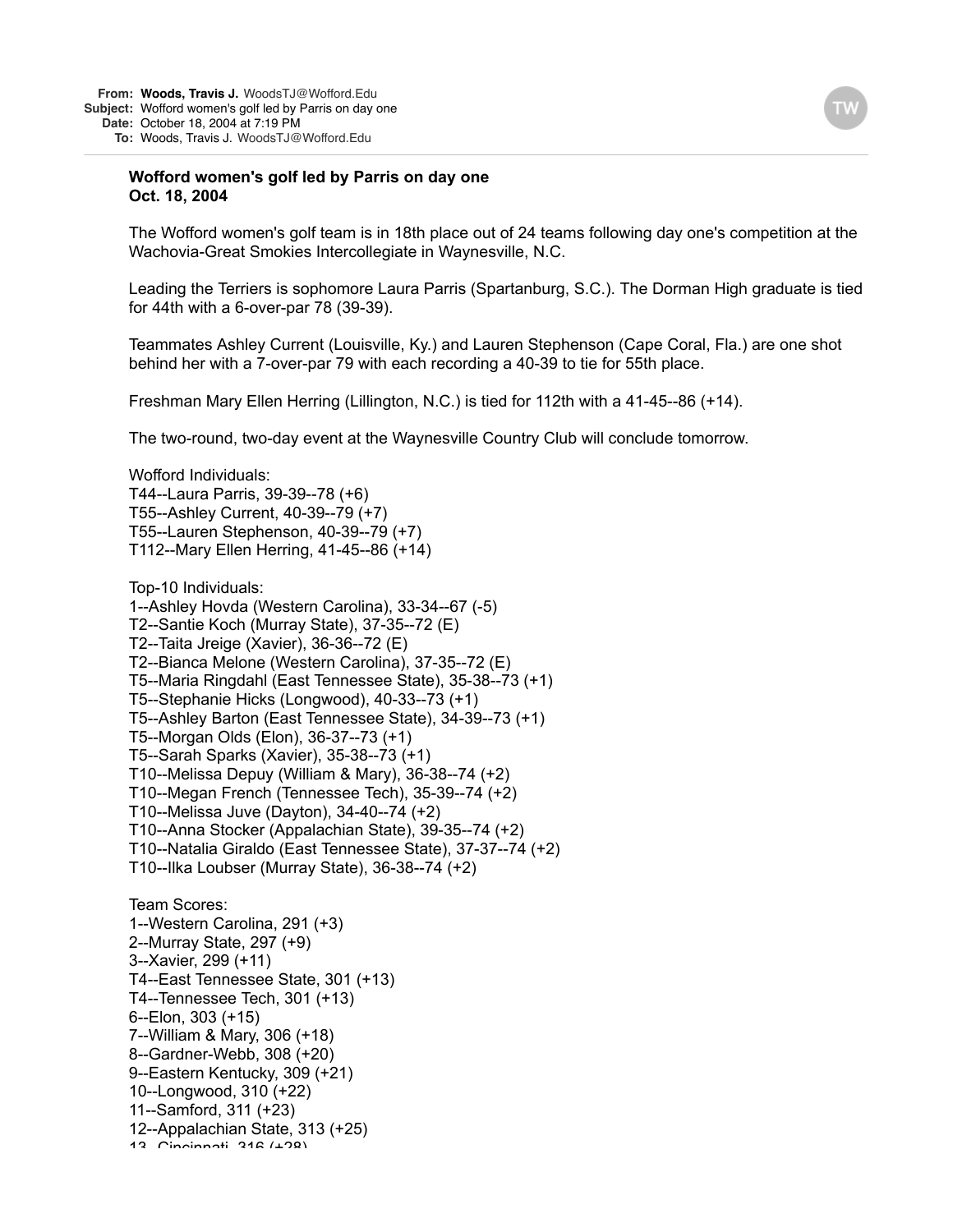**From:** **Woods, Travis J.** WoodsTJ@Wofford.Edu
**Subject:** Wofford women's golf led by Parris on day one
**Date:** October 18, 2004 at 7:19 PM
**To:** Woods, Travis J. WoodsTJ@Wofford.Edu

TW

**Wofford women's golf led by Parris on day one**
**Oct. 18, 2004**

The Wofford women's golf team is in 18th place out of 24 teams following day one's competition at the Wachovia-Great Smokies Intercollegiate in Waynesville, N.C.

Leading the Terriers is sophomore Laura Parris (Spartanburg, S.C.). The Dorman High graduate is tied for 44th with a 6-over-par 78 (39-39).

Teammates Ashley Current (Louisville, Ky.) and Lauren Stephenson (Cape Coral, Fla.) are one shot behind her with a 7-over-par 79 with each recording a 40-39 to tie for 55th place.

Freshman Mary Ellen Herring (Lillington, N.C.) is tied for 112th with a 41-45--86 (+14).

The two-round, two-day event at the Waynesville Country Club will conclude tomorrow.

Wofford Individuals:
T44--Laura Parris, 39-39--78 (+6)
T55--Ashley Current, 40-39--79 (+7)
T55--Lauren Stephenson, 40-39--79 (+7)
T112--Mary Ellen Herring, 41-45--86 (+14)

Top-10 Individuals:
1--Ashley Hovda (Western Carolina), 33-34--67 (-5)
T2--Santie Koch (Murray State), 37-35--72 (E)
T2--Taita Jreige (Xavier), 36-36--72 (E)
T2--Bianca Melone (Western Carolina), 37-35--72 (E)
T5--Maria Ringdahl (East Tennessee State), 35-38--73 (+1)
T5--Stephanie Hicks (Longwood), 40-33--73 (+1)
T5--Ashley Barton (East Tennessee State), 34-39--73 (+1)
T5--Morgan Olds (Elon), 36-37--73 (+1)
T5--Sarah Sparks (Xavier), 35-38--73 (+1)
T10--Melissa Depuy (William & Mary), 36-38--74 (+2)
T10--Megan French (Tennessee Tech), 35-39--74 (+2)
T10--Melissa Juve (Dayton), 34-40--74 (+2)
T10--Anna Stocker (Appalachian State), 39-35--74 (+2)
T10--Natalia Giraldo (East Tennessee State), 37-37--74 (+2)
T10--Ilka Loubser (Murray State), 36-38--74 (+2)

Team Scores:
1--Western Carolina, 291 (+3)
2--Murray State, 297 (+9)
3--Xavier, 299 (+11)
T4--East Tennessee State, 301 (+13)
T4--Tennessee Tech, 301 (+13)
6--Elon, 303 (+15)
7--William & Mary, 306 (+18)
8--Gardner-Webb, 308 (+20)
9--Eastern Kentucky, 309 (+21)
10--Longwood, 310 (+22)
11--Samford, 311 (+23)
12--Appalachian State, 313 (+25)
13--Cincinnati, 316 (+28)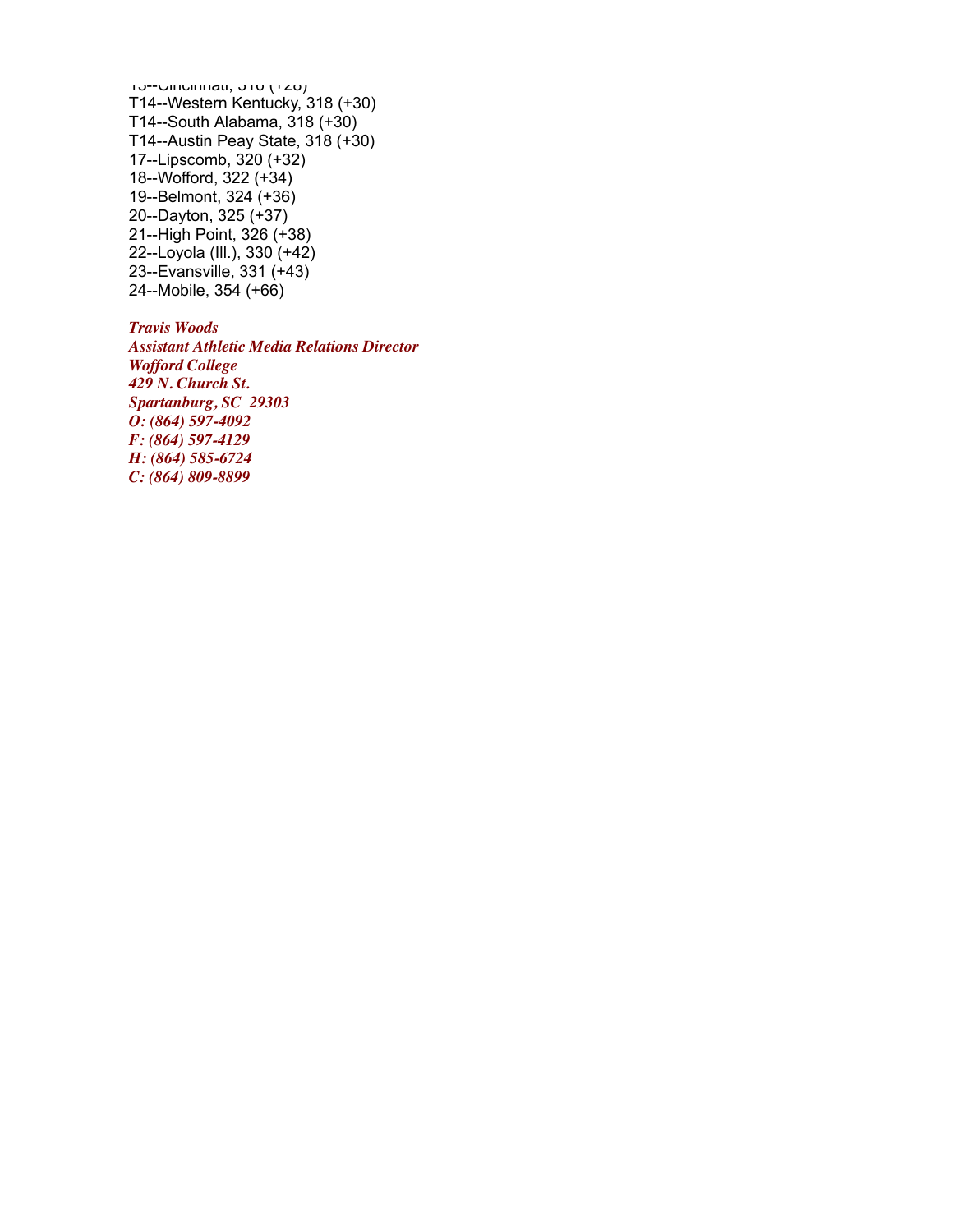13--Cincinnati, 316 (+28)
T14--Western Kentucky, 318 (+30)
T14--South Alabama, 318 (+30)
T14--Austin Peay State, 318 (+30)
17--Lipscomb, 320 (+32)
18--Wofford, 322 (+34)
19--Belmont, 324 (+36)
20--Dayton, 325 (+37)
21--High Point, 326 (+38)
22--Loyola (Ill.), 330 (+42)
23--Evansville, 331 (+43)
24--Mobile, 354 (+66)

***Travis Woods***
***Assistant Athletic Media Relations Director***
***Wofford College***
***429 N. Church St.***
***Spartanburg, SC 29303***
***O: (864) 597-4092***
***F: (864) 597-4129***
***H: (864) 585-6724***
***C: (864) 809-8899***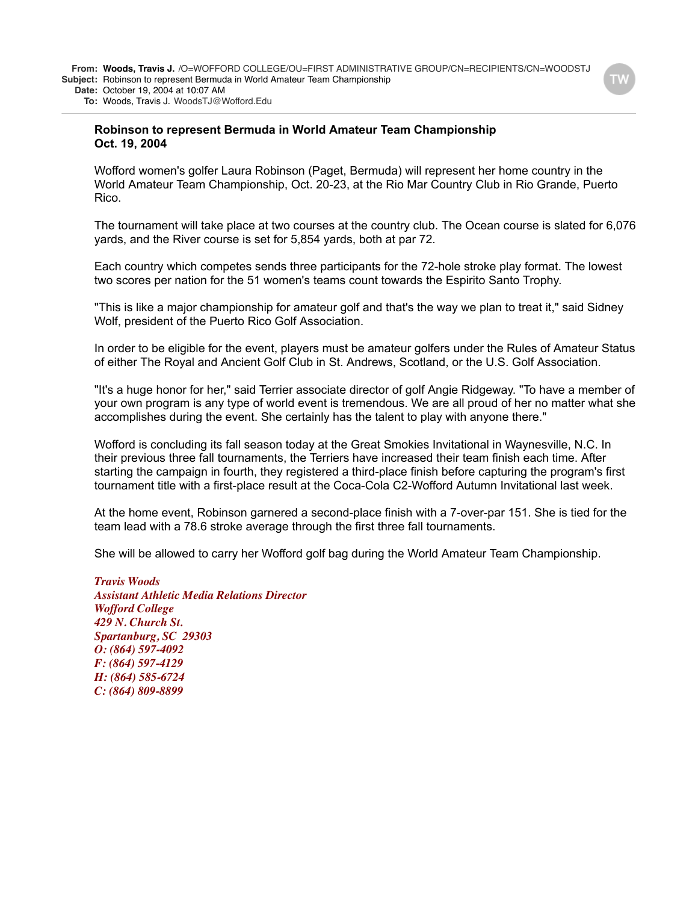**From:** **Woods, Travis J.** /O=WOFFORD COLLEGE/OU=FIRST ADMINISTRATIVE GROUP/CN=RECIPIENTS/CN=WOODSTJ
**Subject:** Robinson to represent Bermuda in World Amateur Team Championship
**Date:** October 19, 2004 at 10:07 AM
**To:** Woods, Travis J. WoodsTJ@Wofford.Edu

**Robinson to represent Bermuda in World Amateur Team Championship**
**Oct. 19, 2004**

Wofford women's golfer Laura Robinson (Paget, Bermuda) will represent her home country in the World Amateur Team Championship, Oct. 20-23, at the Rio Mar Country Club in Rio Grande, Puerto Rico.

The tournament will take place at two courses at the country club. The Ocean course is slated for 6,076 yards, and the River course is set for 5,854 yards, both at par 72.

Each country which competes sends three participants for the 72-hole stroke play format. The lowest two scores per nation for the 51 women's teams count towards the Espirito Santo Trophy.

"This is like a major championship for amateur golf and that's the way we plan to treat it," said Sidney Wolf, president of the Puerto Rico Golf Association.

In order to be eligible for the event, players must be amateur golfers under the Rules of Amateur Status of either The Royal and Ancient Golf Club in St. Andrews, Scotland, or the U.S. Golf Association.

"It's a huge honor for her," said Terrier associate director of golf Angie Ridgeway. "To have a member of your own program is any type of world event is tremendous. We are all proud of her no matter what she accomplishes during the event. She certainly has the talent to play with anyone there."

Wofford is concluding its fall season today at the Great Smokies Invitational in Waynesville, N.C. In their previous three fall tournaments, the Terriers have increased their team finish each time. After starting the campaign in fourth, they registered a third-place finish before capturing the program's first tournament title with a first-place result at the Coca-Cola C2-Wofford Autumn Invitational last week.

At the home event, Robinson garnered a second-place finish with a 7-over-par 151. She is tied for the team lead with a 78.6 stroke average through the first three fall tournaments.

She will be allowed to carry her Wofford golf bag during the World Amateur Team Championship.

*Travis Woods*
*Assistant Athletic Media Relations Director*
*Wofford College*
*429 N. Church St.*
*Spartanburg, SC 29303*
*O: (864) 597-4092*
*F: (864) 597-4129*
*H: (864) 585-6724*
*C: (864) 809-8899*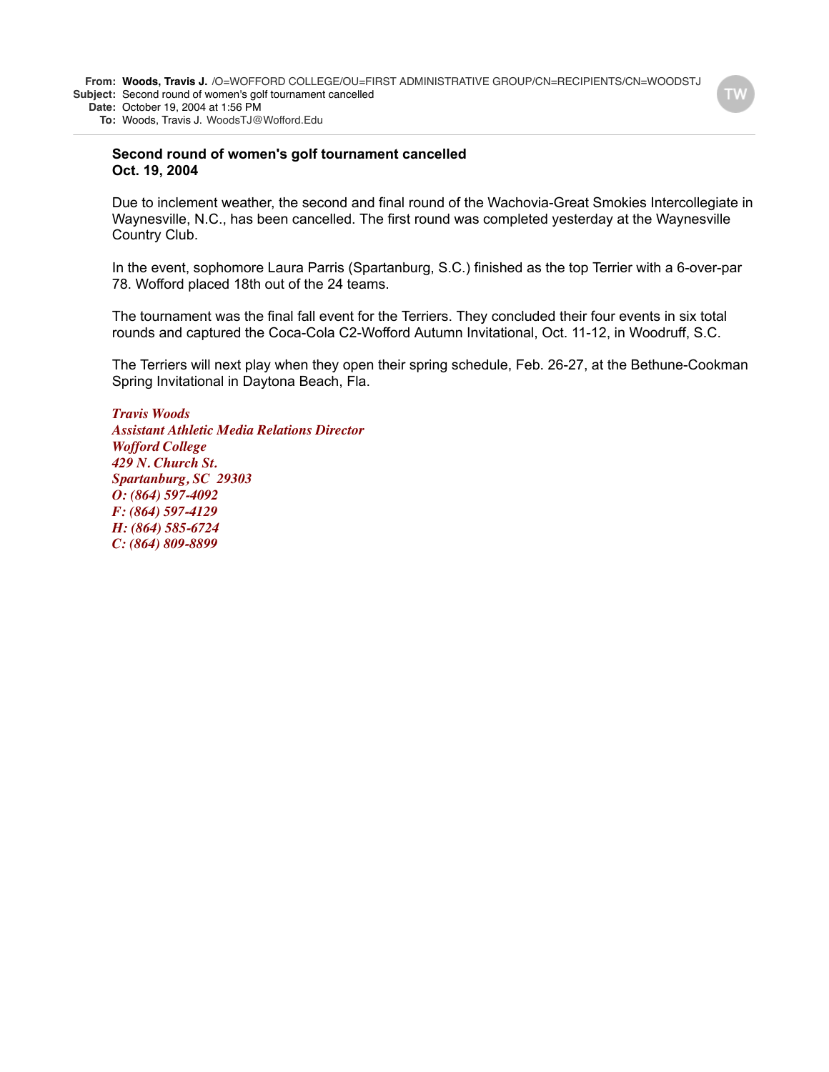**From:** **Woods, Travis J.** /O=WOFFORD COLLEGE/OU=FIRST ADMINISTRATIVE GROUP/CN=RECIPIENTS/CN=WOODSTJ
**Subject:** Second round of women's golf tournament cancelled
**Date:** October 19, 2004 at 1:56 PM
**To:** Woods, Travis J. WoodsTJ@Wofford.Edu

TW

---

**Second round of women's golf tournament cancelled**
**Oct. 19, 2004**

Due to inclement weather, the second and final round of the Wachovia-Great Smokies Intercollegiate in Waynesville, N.C., has been cancelled. The first round was completed yesterday at the Waynesville Country Club.

In the event, sophomore Laura Parris (Spartanburg, S.C.) finished as the top Terrier with a 6-over-par 78. Wofford placed 18th out of the 24 teams.

The tournament was the final fall event for the Terriers. They concluded their four events in six total rounds and captured the Coca-Cola C2-Wofford Autumn Invitational, Oct. 11-12, in Woodruff, S.C.

The Terriers will next play when they open their spring schedule, Feb. 26-27, at the Bethune-Cookman Spring Invitational in Daytona Beach, Fla.

***Travis Woods***
***Assistant Athletic Media Relations Director***
***Wofford College***
***429 N. Church St.***
***Spartanburg, SC 29303***
***O: (864) 597-4092***
***F: (864) 597-4129***
***H: (864) 585-6724***
***C: (864) 809-8899***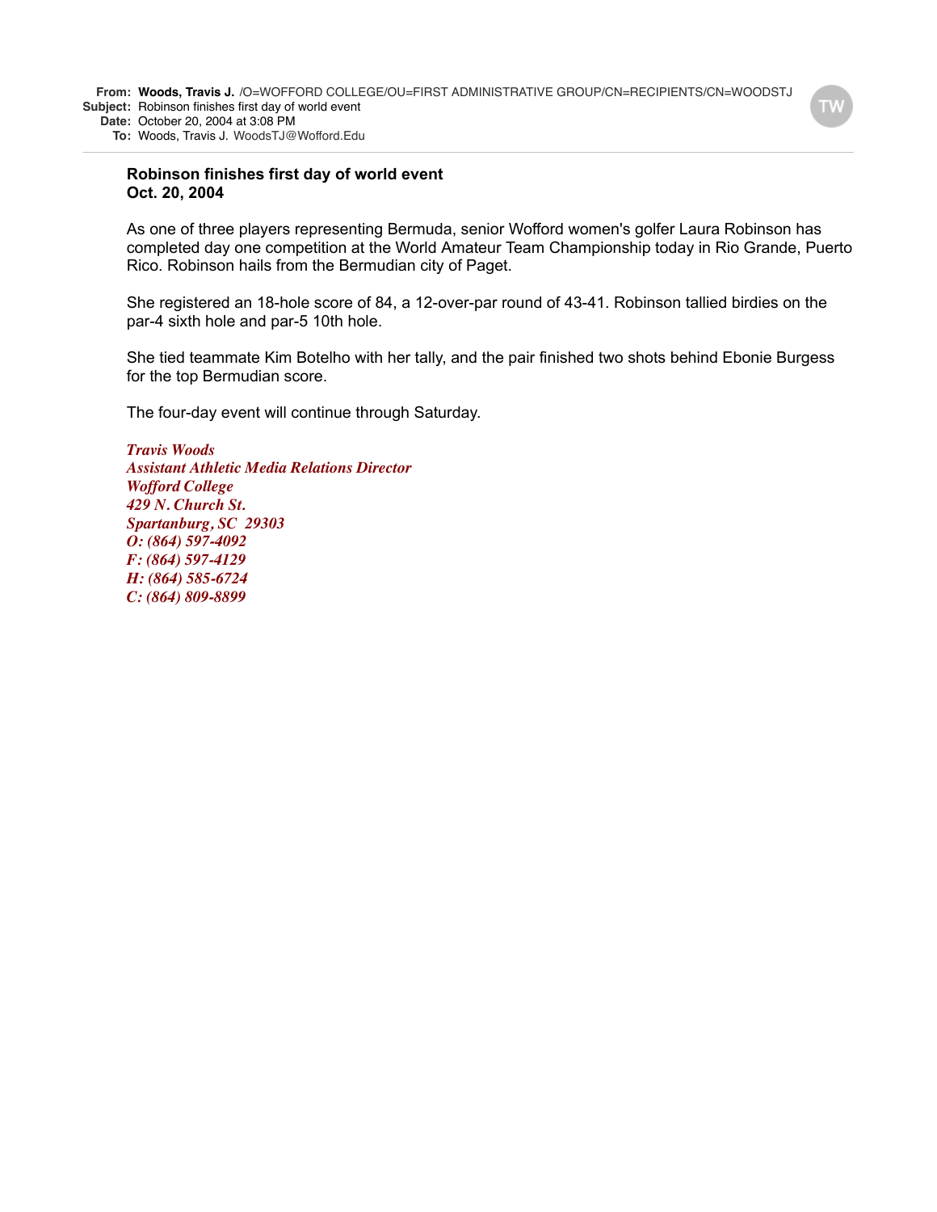**From:** **Woods, Travis J.** /O=WOFFORD COLLEGE/OU=FIRST ADMINISTRATIVE GROUP/CN=RECIPIENTS/CN=WOODSTJ
**Subject:** Robinson finishes first day of world event
**Date:** October 20, 2004 at 3:08 PM
**To:** Woods, Travis J. WoodsTJ@Wofford.Edu

**Robinson finishes first day of world event**
**Oct. 20, 2004**

As one of three players representing Bermuda, senior Wofford women's golfer Laura Robinson has completed day one competition at the World Amateur Team Championship today in Rio Grande, Puerto Rico. Robinson hails from the Bermudian city of Paget.

She registered an 18-hole score of 84, a 12-over-par round of 43-41. Robinson tallied birdies on the par-4 sixth hole and par-5 10th hole.

She tied teammate Kim Botelho with her tally, and the pair finished two shots behind Ebonie Burgess for the top Bermudian score.

The four-day event will continue through Saturday.

*Travis Woods*
*Assistant Athletic Media Relations Director*
*Wofford College*
*429 N. Church St.*
*Spartanburg, SC 29303*
*O: (864) 597-4092*
*F: (864) 597-4129*
*H: (864) 585-6724*
*C: (864) 809-8899*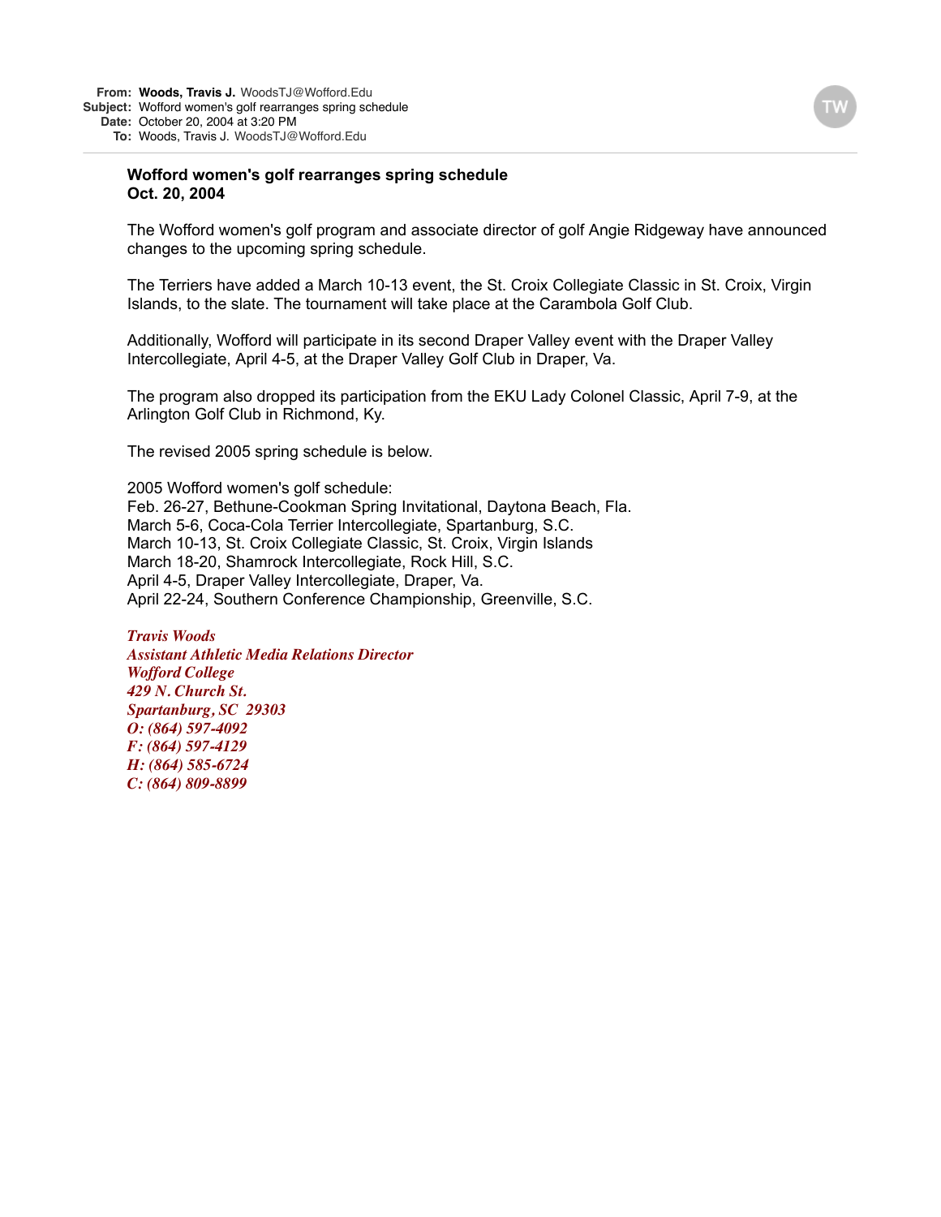**From:** **Woods, Travis J.** WoodsTJ@Wofford.Edu
**Subject:** Wofford women's golf rearranges spring schedule
**Date:** October 20, 2004 at 3:20 PM
**To:** Woods, Travis J. WoodsTJ@Wofford.Edu

TW

**Wofford women's golf rearranges spring schedule**
**Oct. 20, 2004**

The Wofford women's golf program and associate director of golf Angie Ridgeway have announced changes to the upcoming spring schedule.

The Terriers have added a March 10-13 event, the St. Croix Collegiate Classic in St. Croix, Virgin Islands, to the slate. The tournament will take place at the Carambola Golf Club.

Additionally, Wofford will participate in its second Draper Valley event with the Draper Valley Intercollegiate, April 4-5, at the Draper Valley Golf Club in Draper, Va.

The program also dropped its participation from the EKU Lady Colonel Classic, April 7-9, at the Arlington Golf Club in Richmond, Ky.

The revised 2005 spring schedule is below.

2005 Wofford women's golf schedule:
Feb. 26-27, Bethune-Cookman Spring Invitational, Daytona Beach, Fla.
March 5-6, Coca-Cola Terrier Intercollegiate, Spartanburg, S.C.
March 10-13, St. Croix Collegiate Classic, St. Croix, Virgin Islands
March 18-20, Shamrock Intercollegiate, Rock Hill, S.C.
April 4-5, Draper Valley Intercollegiate, Draper, Va.
April 22-24, Southern Conference Championship, Greenville, S.C.

*Travis Woods*
*Assistant Athletic Media Relations Director*
*Wofford College*
*429 N. Church St.*
*Spartanburg, SC 29303*
*O: (864) 597-4092*
*F: (864) 597-4129*
*H: (864) 585-6724*
*C: (864) 809-8899*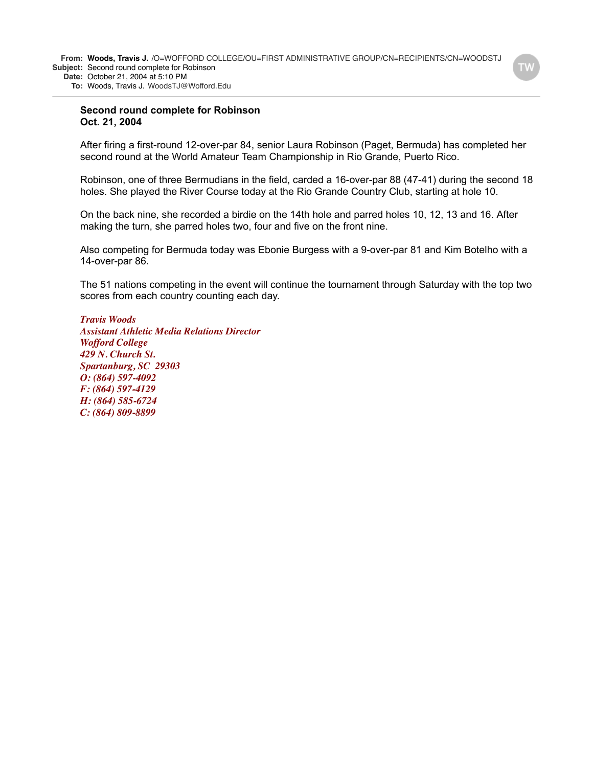**From:** **Woods, Travis J.** /O=WOFFORD COLLEGE/OU=FIRST ADMINISTRATIVE GROUP/CN=RECIPIENTS/CN=WOODSTJ
**Subject:** Second round complete for Robinson
**Date:** October 21, 2004 at 5:10 PM
**To:** Woods, Travis J. WoodsTJ@Wofford.Edu

**Second round complete for Robinson**
**Oct. 21, 2004**

After firing a first-round 12-over-par 84, senior Laura Robinson (Paget, Bermuda) has completed her second round at the World Amateur Team Championship in Rio Grande, Puerto Rico.

Robinson, one of three Bermudians in the field, carded a 16-over-par 88 (47-41) during the second 18 holes. She played the River Course today at the Rio Grande Country Club, starting at hole 10.

On the back nine, she recorded a birdie on the 14th hole and parred holes 10, 12, 13 and 16. After making the turn, she parred holes two, four and five on the front nine.

Also competing for Bermuda today was Ebonie Burgess with a 9-over-par 81 and Kim Botelho with a 14-over-par 86.

The 51 nations competing in the event will continue the tournament through Saturday with the top two scores from each country counting each day.

*Travis Woods*
*Assistant Athletic Media Relations Director*
*Wofford College*
*429 N. Church St.*
*Spartanburg, SC 29303*
*O: (864) 597-4092*
*F: (864) 597-4129*
*H: (864) 585-6724*
*C: (864) 809-8899*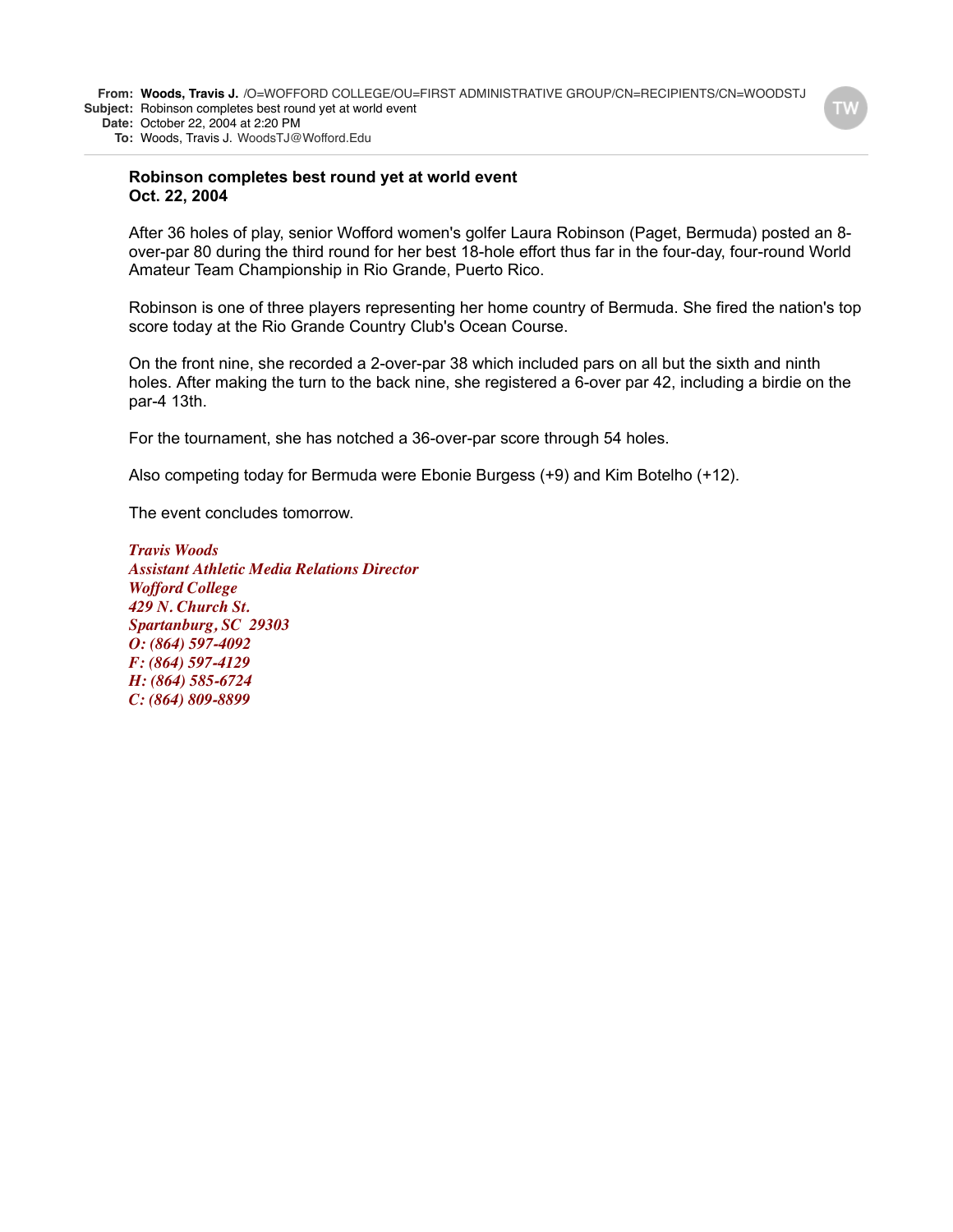**From:** **Woods, Travis J.** /O=WOFFORD COLLEGE/OU=FIRST ADMINISTRATIVE GROUP/CN=RECIPIENTS/CN=WOODSTJ
**Subject:** Robinson completes best round yet at world event
**Date:** October 22, 2004 at 2:20 PM
**To:** Woods, Travis J. WoodsTJ@Wofford.Edu

**Robinson completes best round yet at world event**
**Oct. 22, 2004**

After 36 holes of play, senior Wofford women's golfer Laura Robinson (Paget, Bermuda) posted an 8-over-par 80 during the third round for her best 18-hole effort thus far in the four-day, four-round World Amateur Team Championship in Rio Grande, Puerto Rico.

Robinson is one of three players representing her home country of Bermuda. She fired the nation's top score today at the Rio Grande Country Club's Ocean Course.

On the front nine, she recorded a 2-over-par 38 which included pars on all but the sixth and ninth holes. After making the turn to the back nine, she registered a 6-over par 42, including a birdie on the par-4 13th.

For the tournament, she has notched a 36-over-par score through 54 holes.

Also competing today for Bermuda were Ebonie Burgess (+9) and Kim Botelho (+12).

The event concludes tomorrow.

*Travis Woods*
*Assistant Athletic Media Relations Director*
*Wofford College*
*429 N. Church St.*
*Spartanburg, SC 29303*
*O: (864) 597-4092*
*F: (864) 597-4129*
*H: (864) 585-6724*
*C: (864) 809-8899*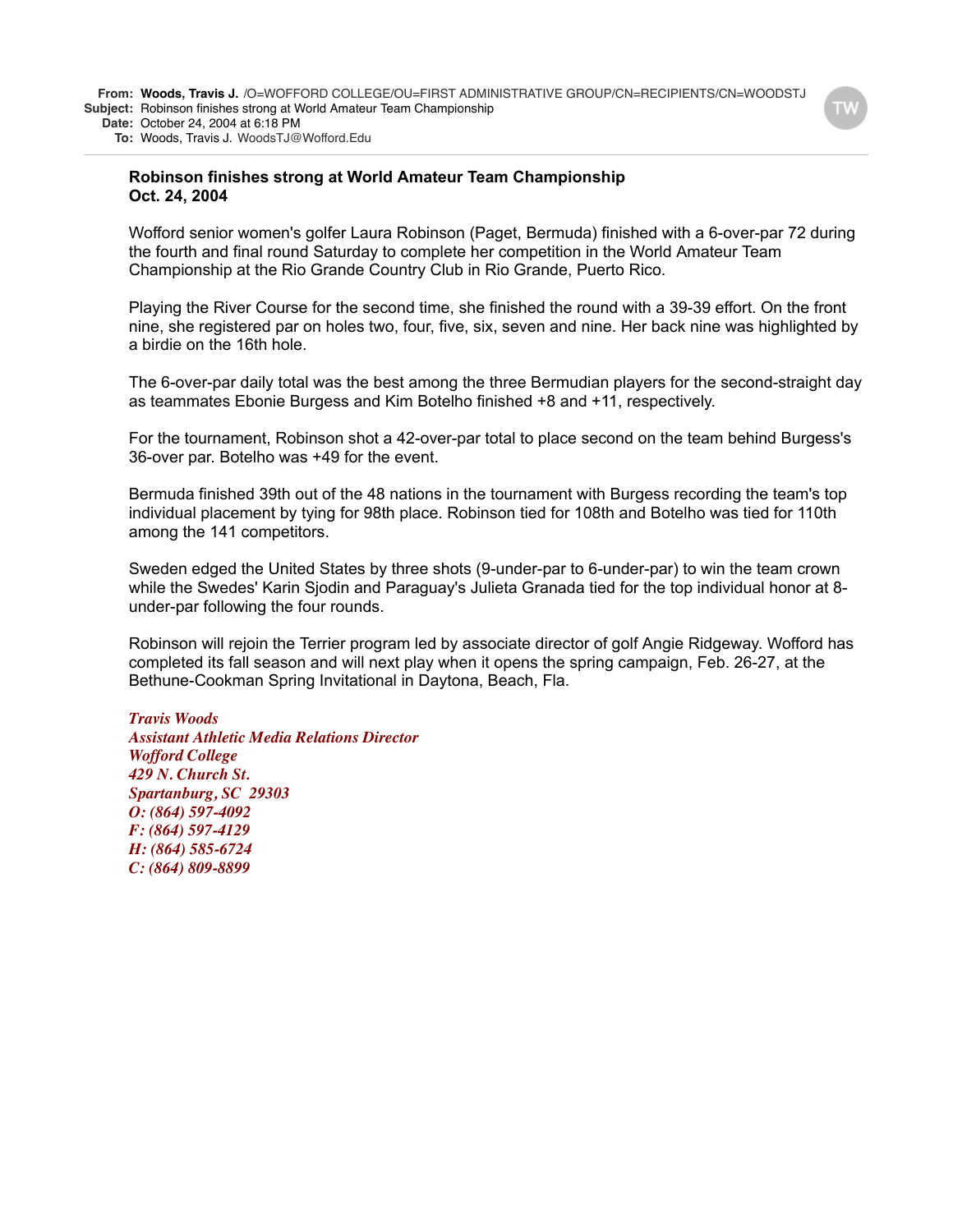**From:** **Woods, Travis J.** /O=WOFFORD COLLEGE/OU=FIRST ADMINISTRATIVE GROUP/CN=RECIPIENTS/CN=WOODSTJ
**Subject:** Robinson finishes strong at World Amateur Team Championship
**Date:** October 24, 2004 at 6:18 PM
**To:** Woods, Travis J. WoodsTJ@Wofford.Edu

**Robinson finishes strong at World Amateur Team Championship**
**Oct. 24, 2004**

Wofford senior women's golfer Laura Robinson (Paget, Bermuda) finished with a 6-over-par 72 during the fourth and final round Saturday to complete her competition in the World Amateur Team Championship at the Rio Grande Country Club in Rio Grande, Puerto Rico.

Playing the River Course for the second time, she finished the round with a 39-39 effort. On the front nine, she registered par on holes two, four, five, six, seven and nine. Her back nine was highlighted by a birdie on the 16th hole.

The 6-over-par daily total was the best among the three Bermudian players for the second-straight day as teammates Ebonie Burgess and Kim Botelho finished +8 and +11, respectively.

For the tournament, Robinson shot a 42-over-par total to place second on the team behind Burgess's 36-over par. Botelho was +49 for the event.

Bermuda finished 39th out of the 48 nations in the tournament with Burgess recording the team's top individual placement by tying for 98th place. Robinson tied for 108th and Botelho was tied for 110th among the 141 competitors.

Sweden edged the United States by three shots (9-under-par to 6-under-par) to win the team crown while the Swedes' Karin Sjodin and Paraguay's Julieta Granada tied for the top individual honor at 8-under-par following the four rounds.

Robinson will rejoin the Terrier program led by associate director of golf Angie Ridgeway. Wofford has completed its fall season and will next play when it opens the spring campaign, Feb. 26-27, at the Bethune-Cookman Spring Invitational in Daytona, Beach, Fla.

***Travis Woods***
***Assistant Athletic Media Relations Director***
***Wofford College***
***429 N. Church St.***
***Spartanburg, SC  29303***
***O: (864) 597-4092***
***F: (864) 597-4129***
***H: (864) 585-6724***
***C: (864) 809-8899***